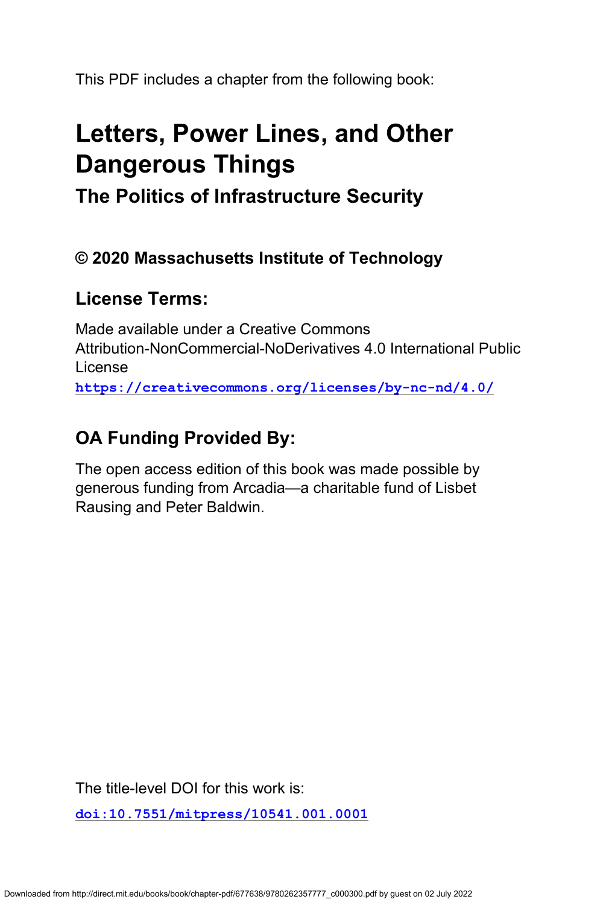This PDF includes a chapter from the following book:

# Letters, Power Lines, and Other Dangerous Things

## The Politics of Infrastructure Security

### © 2020 Massachusetts Institute of Technology

### License Terms:

Made available under a Creative Commons Attribution-NonCommercial-NoDerivatives 4.0 International Public License

**https://creativecommons.org/licenses/by-nc-nd/4.0/**

### OA Funding Provided By:

The open access edition of this book was made possible by generous funding from Arcadia—a charitable fund of Lisbet Rausing and Peter Baldwin.

The title-level DOI for this work is:

**doi:10.7551/mitpress/10541.001.0001**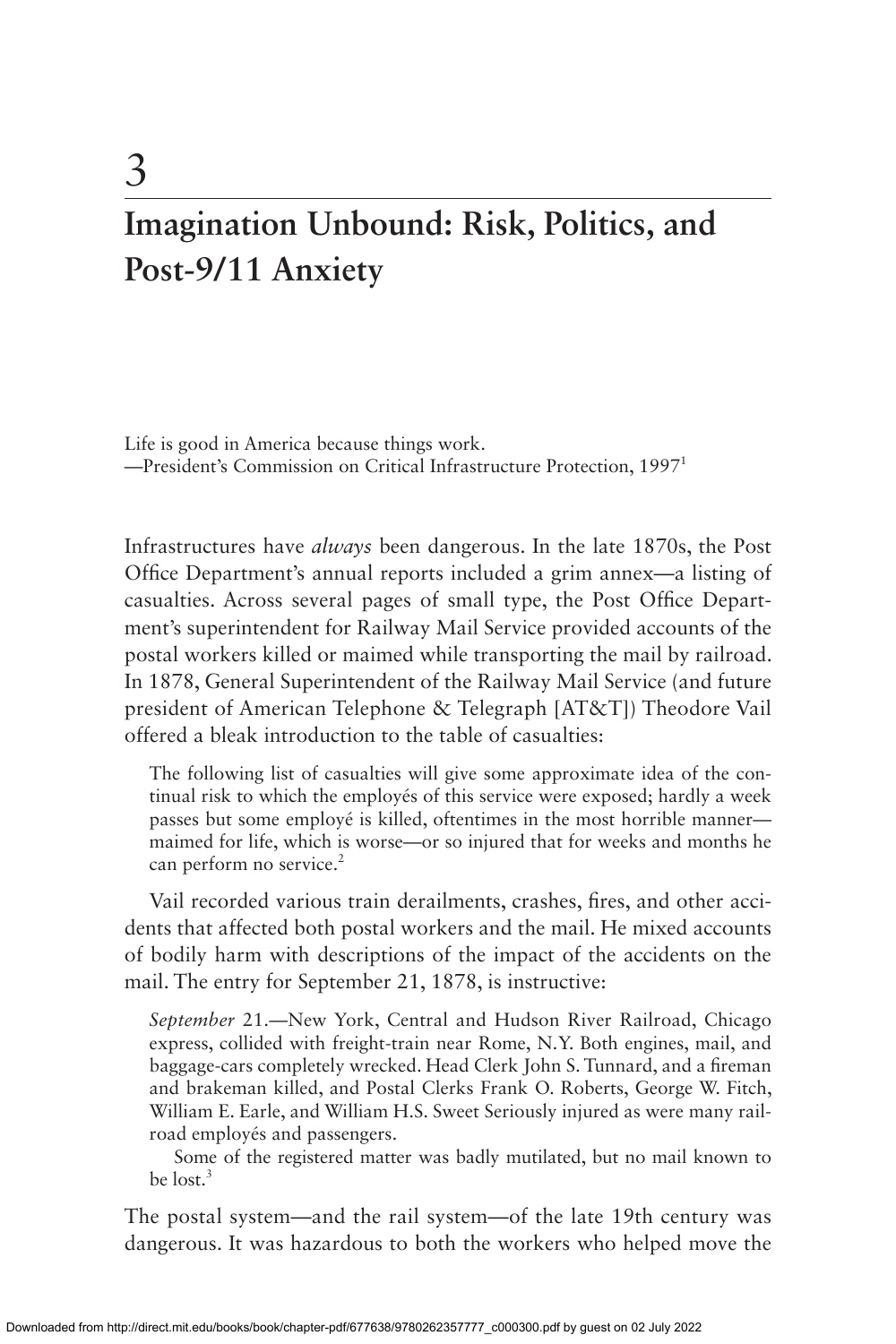# 3

# Imagination Unbound: Risk, Politics, and Post-9/11 Anxiety

Life is good in America because things work.
—President's Commission on Critical Infrastructure Protection, 1997[1]

Infrastructures have *always* been dangerous. In the late 1870s, the Post Office Department's annual reports included a grim annex—a listing of casualties. Across several pages of small type, the Post Office Department's superintendent for Railway Mail Service provided accounts of the postal workers killed or maimed while transporting the mail by railroad. In 1878, General Superintendent of the Railway Mail Service (and future president of American Telephone & Telegraph [AT&T]) Theodore Vail offered a bleak introduction to the table of casualties:

> The following list of casualties will give some approximate idea of the continual risk to which the employés of this service were exposed; hardly a week passes but some employé is killed, oftentimes in the most horrible manner—maimed for life, which is worse—or so injured that for weeks and months he can perform no service.[2]

Vail recorded various train derailments, crashes, fires, and other accidents that affected both postal workers and the mail. He mixed accounts of bodily harm with descriptions of the impact of the accidents on the mail. The entry for September 21, 1878, is instructive:

> *September* 21.—New York, Central and Hudson River Railroad, Chicago express, collided with freight-train near Rome, N.Y. Both engines, mail, and baggage-cars completely wrecked. Head Clerk John S. Tunnard, and a fireman and brakeman killed, and Postal Clerks Frank O. Roberts, George W. Fitch, William E. Earle, and William H.S. Sweet Seriously injured as were many railroad employés and passengers.
>
> Some of the registered matter was badly mutilated, but no mail known to be lost.[3]

The postal system—and the rail system—of the late 19th century was dangerous. It was hazardous to both the workers who helped move the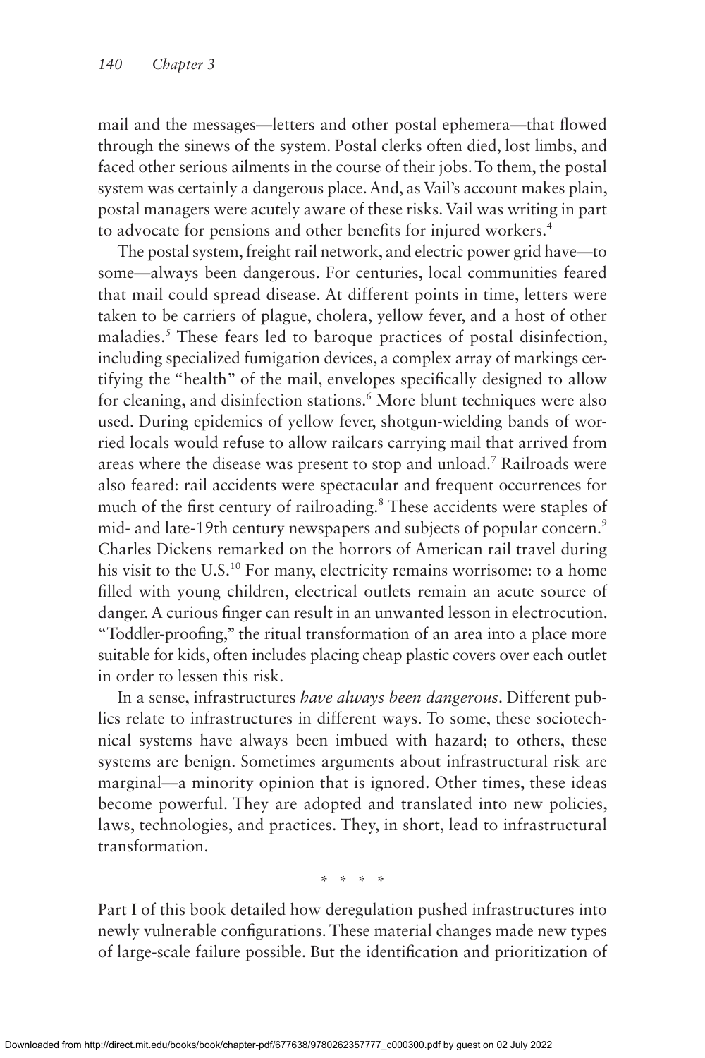mail and the messages—letters and other postal ephemera—that flowed through the sinews of the system. Postal clerks often died, lost limbs, and faced other serious ailments in the course of their jobs. To them, the postal system was certainly a dangerous place. And, as Vail's account makes plain, postal managers were acutely aware of these risks. Vail was writing in part to advocate for pensions and other benefits for injured workers.[4]

The postal system, freight rail network, and electric power grid have—to some—always been dangerous. For centuries, local communities feared that mail could spread disease. At different points in time, letters were taken to be carriers of plague, cholera, yellow fever, and a host of other maladies.[5] These fears led to baroque practices of postal disinfection, including specialized fumigation devices, a complex array of markings certifying the "health" of the mail, envelopes specifically designed to allow for cleaning, and disinfection stations.[6] More blunt techniques were also used. During epidemics of yellow fever, shotgun-wielding bands of worried locals would refuse to allow railcars carrying mail that arrived from areas where the disease was present to stop and unload.[7] Railroads were also feared: rail accidents were spectacular and frequent occurrences for much of the first century of railroading.[8] These accidents were staples of mid- and late-19th century newspapers and subjects of popular concern.[9] Charles Dickens remarked on the horrors of American rail travel during his visit to the U.S.[10] For many, electricity remains worrisome: to a home filled with young children, electrical outlets remain an acute source of danger. A curious finger can result in an unwanted lesson in electrocution. "Toddler-proofing," the ritual transformation of an area into a place more suitable for kids, often includes placing cheap plastic covers over each outlet in order to lessen this risk.

In a sense, infrastructures *have always been dangerous*. Different publics relate to infrastructures in different ways. To some, these sociotechnical systems have always been imbued with hazard; to others, these systems are benign. Sometimes arguments about infrastructural risk are marginal—a minority opinion that is ignored. Other times, these ideas become powerful. They are adopted and translated into new policies, laws, technologies, and practices. They, in short, lead to infrastructural transformation.

\* \* \* \*

Part I of this book detailed how deregulation pushed infrastructures into newly vulnerable configurations. These material changes made new types of large-scale failure possible. But the identification and prioritization of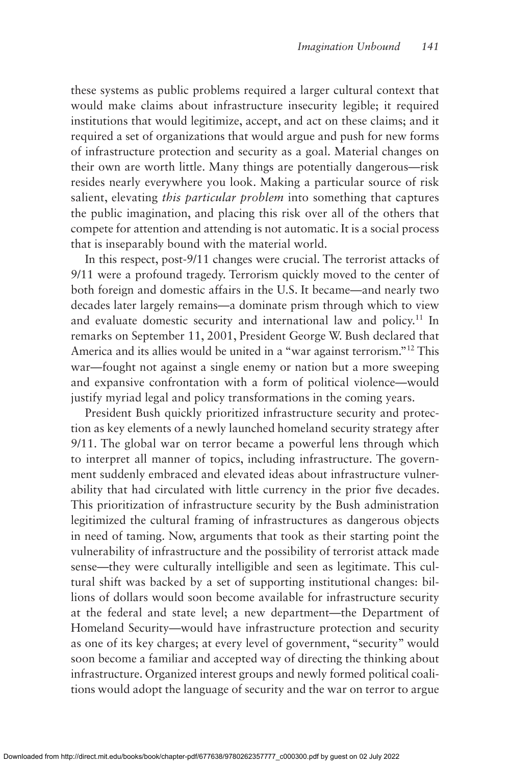these systems as public problems required a larger cultural context that would make claims about infrastructure insecurity legible; it required institutions that would legitimize, accept, and act on these claims; and it required a set of organizations that would argue and push for new forms of infrastructure protection and security as a goal. Material changes on their own are worth little. Many things are potentially dangerous—risk resides nearly everywhere you look. Making a particular source of risk salient, elevating *this particular problem* into something that captures the public imagination, and placing this risk over all of the others that compete for attention and attending is not automatic. It is a social process that is inseparably bound with the material world.

In this respect, post-9/11 changes were crucial. The terrorist attacks of 9/11 were a profound tragedy. Terrorism quickly moved to the center of both foreign and domestic affairs in the U.S. It became—and nearly two decades later largely remains—a dominate prism through which to view and evaluate domestic security and international law and policy.[11] In remarks on September 11, 2001, President George W. Bush declared that America and its allies would be united in a "war against terrorism."[12] This war—fought not against a single enemy or nation but a more sweeping and expansive confrontation with a form of political violence—would justify myriad legal and policy transformations in the coming years.

President Bush quickly prioritized infrastructure security and protection as key elements of a newly launched homeland security strategy after 9/11. The global war on terror became a powerful lens through which to interpret all manner of topics, including infrastructure. The government suddenly embraced and elevated ideas about infrastructure vulnerability that had circulated with little currency in the prior five decades. This prioritization of infrastructure security by the Bush administration legitimized the cultural framing of infrastructures as dangerous objects in need of taming. Now, arguments that took as their starting point the vulnerability of infrastructure and the possibility of terrorist attack made sense—they were culturally intelligible and seen as legitimate. This cultural shift was backed by a set of supporting institutional changes: billions of dollars would soon become available for infrastructure security at the federal and state level; a new department—the Department of Homeland Security—would have infrastructure protection and security as one of its key charges; at every level of government, "security" would soon become a familiar and accepted way of directing the thinking about infrastructure. Organized interest groups and newly formed political coalitions would adopt the language of security and the war on terror to argue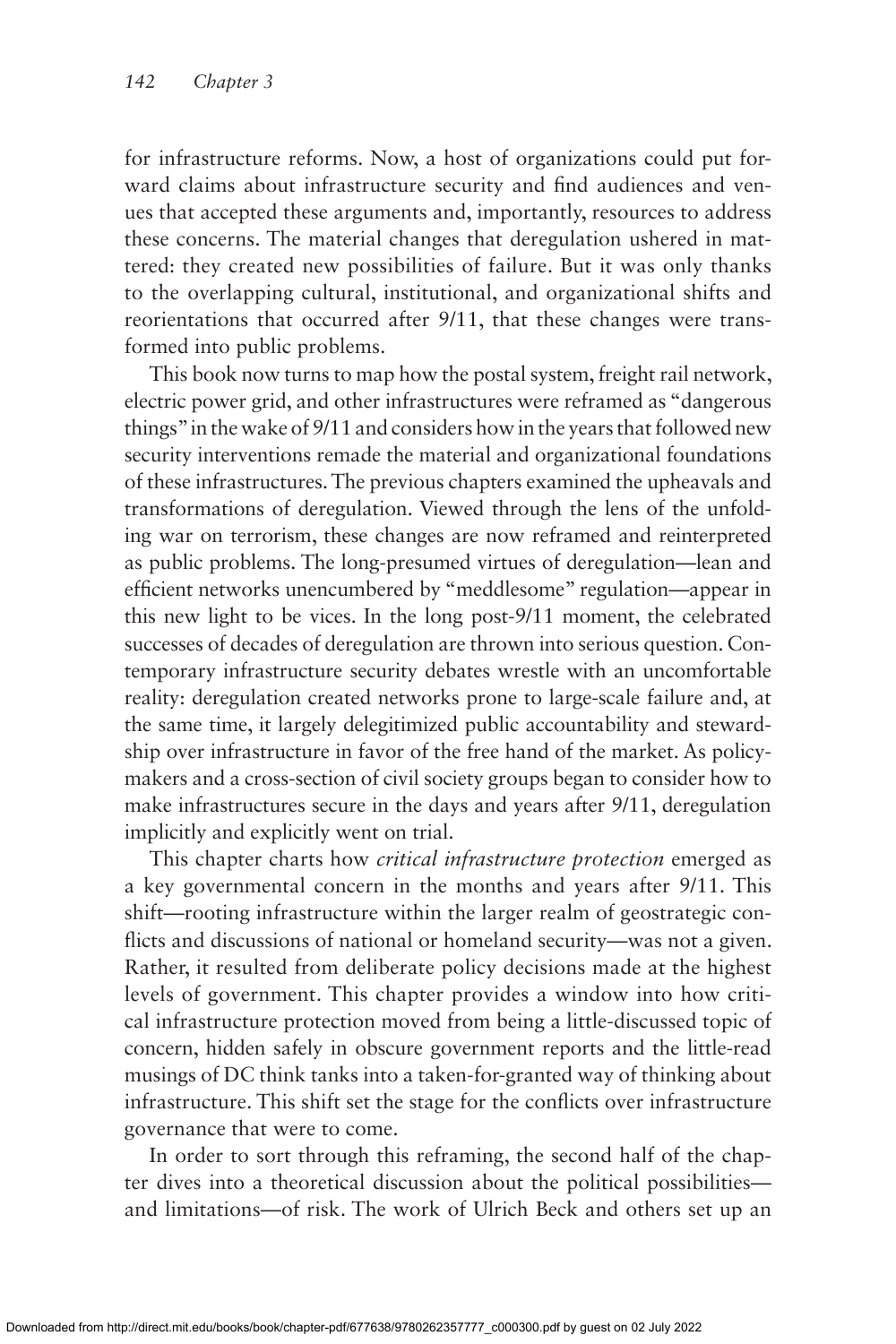for infrastructure reforms. Now, a host of organizations could put forward claims about infrastructure security and find audiences and venues that accepted these arguments and, importantly, resources to address these concerns. The material changes that deregulation ushered in mattered: they created new possibilities of failure. But it was only thanks to the overlapping cultural, institutional, and organizational shifts and reorientations that occurred after 9/11, that these changes were transformed into public problems.

This book now turns to map how the postal system, freight rail network, electric power grid, and other infrastructures were reframed as "dangerous things" in the wake of 9/11 and considers how in the years that followed new security interventions remade the material and organizational foundations of these infrastructures. The previous chapters examined the upheavals and transformations of deregulation. Viewed through the lens of the unfolding war on terrorism, these changes are now reframed and reinterpreted as public problems. The long-presumed virtues of deregulation—lean and efficient networks unencumbered by "meddlesome" regulation—appear in this new light to be vices. In the long post-9/11 moment, the celebrated successes of decades of deregulation are thrown into serious question. Contemporary infrastructure security debates wrestle with an uncomfortable reality: deregulation created networks prone to large-scale failure and, at the same time, it largely delegitimized public accountability and stewardship over infrastructure in favor of the free hand of the market. As policymakers and a cross-section of civil society groups began to consider how to make infrastructures secure in the days and years after 9/11, deregulation implicitly and explicitly went on trial.

This chapter charts how *critical infrastructure protection* emerged as a key governmental concern in the months and years after 9/11. This shift—rooting infrastructure within the larger realm of geostrategic conflicts and discussions of national or homeland security—was not a given. Rather, it resulted from deliberate policy decisions made at the highest levels of government. This chapter provides a window into how critical infrastructure protection moved from being a little-discussed topic of concern, hidden safely in obscure government reports and the little-read musings of DC think tanks into a taken-for-granted way of thinking about infrastructure. This shift set the stage for the conflicts over infrastructure governance that were to come.

In order to sort through this reframing, the second half of the chapter dives into a theoretical discussion about the political possibilities—and limitations—of risk. The work of Ulrich Beck and others set up an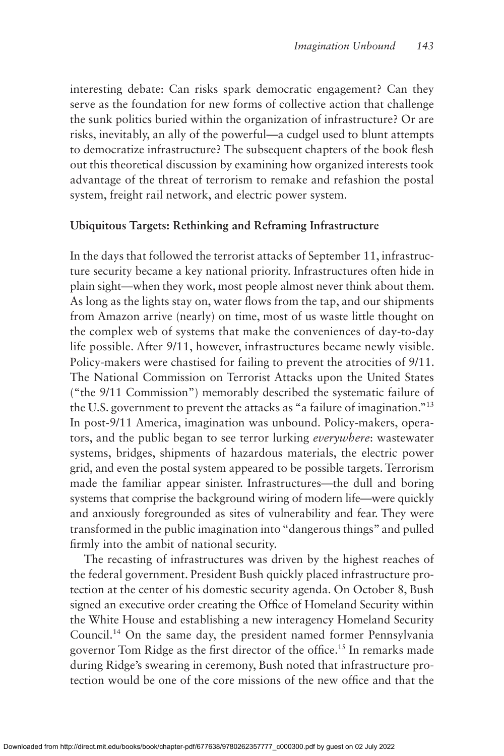interesting debate: Can risks spark democratic engagement? Can they serve as the foundation for new forms of collective action that challenge the sunk politics buried within the organization of infrastructure? Or are risks, inevitably, an ally of the powerful—a cudgel used to blunt attempts to democratize infrastructure? The subsequent chapters of the book flesh out this theoretical discussion by examining how organized interests took advantage of the threat of terrorism to remake and refashion the postal system, freight rail network, and electric power system.

### Ubiquitous Targets: Rethinking and Reframing Infrastructure

In the days that followed the terrorist attacks of September 11, infrastructure security became a key national priority. Infrastructures often hide in plain sight—when they work, most people almost never think about them. As long as the lights stay on, water flows from the tap, and our shipments from Amazon arrive (nearly) on time, most of us waste little thought on the complex web of systems that make the conveniences of day-to-day life possible. After 9/11, however, infrastructures became newly visible. Policy-makers were chastised for failing to prevent the atrocities of 9/11. The National Commission on Terrorist Attacks upon the United States ("the 9/11 Commission") memorably described the systematic failure of the U.S. government to prevent the attacks as "a failure of imagination."[13] In post-9/11 America, imagination was unbound. Policy-makers, operators, and the public began to see terror lurking *everywhere*: wastewater systems, bridges, shipments of hazardous materials, the electric power grid, and even the postal system appeared to be possible targets. Terrorism made the familiar appear sinister. Infrastructures—the dull and boring systems that comprise the background wiring of modern life—were quickly and anxiously foregrounded as sites of vulnerability and fear. They were transformed in the public imagination into "dangerous things" and pulled firmly into the ambit of national security.

The recasting of infrastructures was driven by the highest reaches of the federal government. President Bush quickly placed infrastructure protection at the center of his domestic security agenda. On October 8, Bush signed an executive order creating the Office of Homeland Security within the White House and establishing a new interagency Homeland Security Council.[14] On the same day, the president named former Pennsylvania governor Tom Ridge as the first director of the office.[15] In remarks made during Ridge's swearing in ceremony, Bush noted that infrastructure protection would be one of the core missions of the new office and that the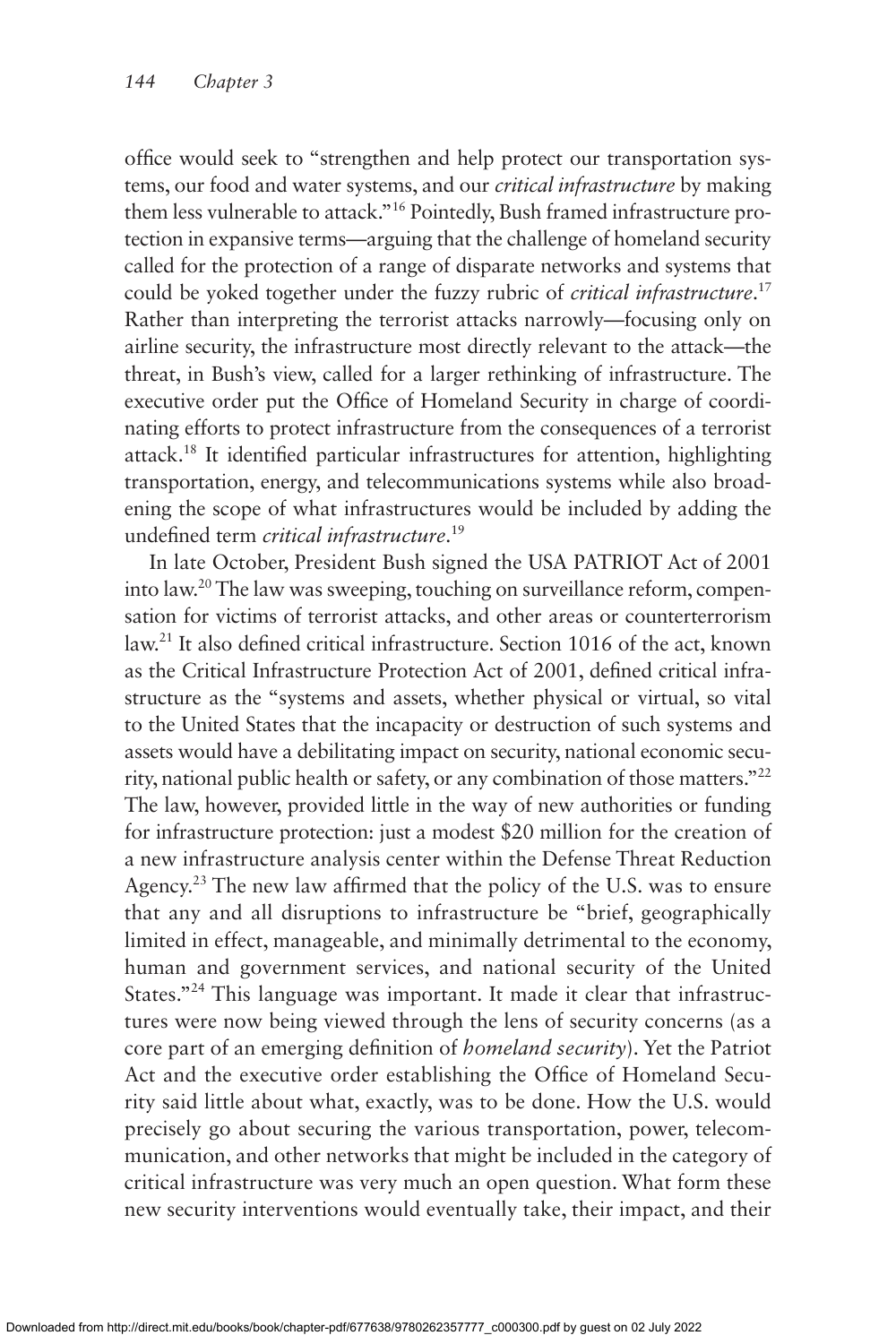office would seek to "strengthen and help protect our transportation systems, our food and water systems, and our *critical infrastructure* by making them less vulnerable to attack."[16] Pointedly, Bush framed infrastructure protection in expansive terms—arguing that the challenge of homeland security called for the protection of a range of disparate networks and systems that could be yoked together under the fuzzy rubric of *critical infrastructure*.[17] Rather than interpreting the terrorist attacks narrowly—focusing only on airline security, the infrastructure most directly relevant to the attack—the threat, in Bush's view, called for a larger rethinking of infrastructure. The executive order put the Office of Homeland Security in charge of coordinating efforts to protect infrastructure from the consequences of a terrorist attack.[18] It identified particular infrastructures for attention, highlighting transportation, energy, and telecommunications systems while also broadening the scope of what infrastructures would be included by adding the undefined term *critical infrastructure*.[19]

In late October, President Bush signed the USA PATRIOT Act of 2001 into law.[20] The law was sweeping, touching on surveillance reform, compensation for victims of terrorist attacks, and other areas or counterterrorism law.[21] It also defined critical infrastructure. Section 1016 of the act, known as the Critical Infrastructure Protection Act of 2001, defined critical infrastructure as the "systems and assets, whether physical or virtual, so vital to the United States that the incapacity or destruction of such systems and assets would have a debilitating impact on security, national economic security, national public health or safety, or any combination of those matters."[22] The law, however, provided little in the way of new authorities or funding for infrastructure protection: just a modest $20 million for the creation of a new infrastructure analysis center within the Defense Threat Reduction Agency.[23] The new law affirmed that the policy of the U.S. was to ensure that any and all disruptions to infrastructure be "brief, geographically limited in effect, manageable, and minimally detrimental to the economy, human and government services, and national security of the United States."[24] This language was important. It made it clear that infrastructures were now being viewed through the lens of security concerns (as a core part of an emerging definition of *homeland security*). Yet the Patriot Act and the executive order establishing the Office of Homeland Security said little about what, exactly, was to be done. How the U.S. would precisely go about securing the various transportation, power, telecommunication, and other networks that might be included in the category of critical infrastructure was very much an open question. What form these new security interventions would eventually take, their impact, and their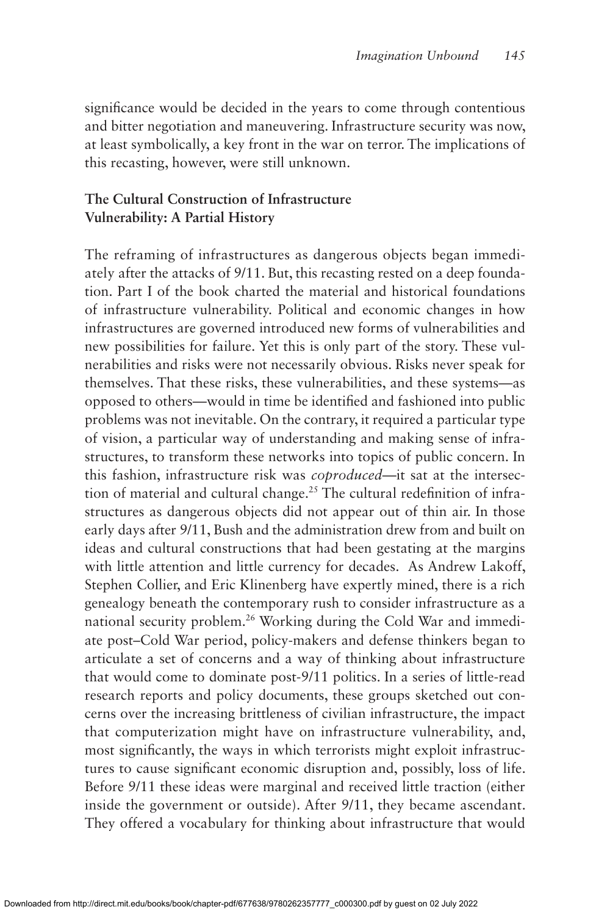significance would be decided in the years to come through contentious and bitter negotiation and maneuvering. Infrastructure security was now, at least symbolically, a key front in the war on terror. The implications of this recasting, however, were still unknown.

### The Cultural Construction of Infrastructure Vulnerability: A Partial History

The reframing of infrastructures as dangerous objects began immediately after the attacks of 9/11. But, this recasting rested on a deep foundation. Part I of the book charted the material and historical foundations of infrastructure vulnerability. Political and economic changes in how infrastructures are governed introduced new forms of vulnerabilities and new possibilities for failure. Yet this is only part of the story. These vulnerabilities and risks were not necessarily obvious. Risks never speak for themselves. That these risks, these vulnerabilities, and these systems—as opposed to others—would in time be identified and fashioned into public problems was not inevitable. On the contrary, it required a particular type of vision, a particular way of understanding and making sense of infrastructures, to transform these networks into topics of public concern. In this fashion, infrastructure risk was *coproduced*—it sat at the intersection of material and cultural change.[25] The cultural redefinition of infrastructures as dangerous objects did not appear out of thin air. In those early days after 9/11, Bush and the administration drew from and built on ideas and cultural constructions that had been gestating at the margins with little attention and little currency for decades. As Andrew Lakoff, Stephen Collier, and Eric Klinenberg have expertly mined, there is a rich genealogy beneath the contemporary rush to consider infrastructure as a national security problem.[26] Working during the Cold War and immediate post–Cold War period, policy-makers and defense thinkers began to articulate a set of concerns and a way of thinking about infrastructure that would come to dominate post-9/11 politics. In a series of little-read research reports and policy documents, these groups sketched out concerns over the increasing brittleness of civilian infrastructure, the impact that computerization might have on infrastructure vulnerability, and, most significantly, the ways in which terrorists might exploit infrastructures to cause significant economic disruption and, possibly, loss of life. Before 9/11 these ideas were marginal and received little traction (either inside the government or outside). After 9/11, they became ascendant. They offered a vocabulary for thinking about infrastructure that would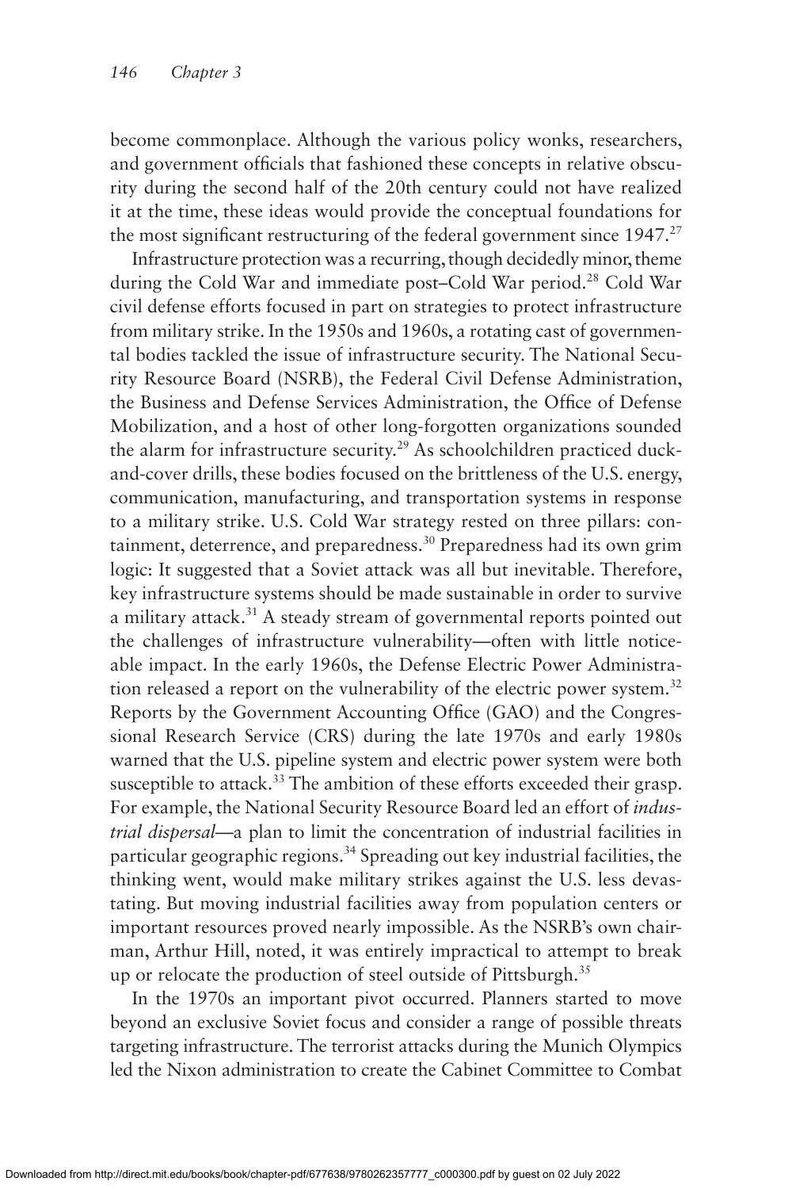become commonplace. Although the various policy wonks, researchers, and government officials that fashioned these concepts in relative obscurity during the second half of the 20th century could not have realized it at the time, these ideas would provide the conceptual foundations for the most significant restructuring of the federal government since 1947.[27]

Infrastructure protection was a recurring, though decidedly minor, theme during the Cold War and immediate post–Cold War period.[28] Cold War civil defense efforts focused in part on strategies to protect infrastructure from military strike. In the 1950s and 1960s, a rotating cast of governmental bodies tackled the issue of infrastructure security. The National Security Resource Board (NSRB), the Federal Civil Defense Administration, the Business and Defense Services Administration, the Office of Defense Mobilization, and a host of other long-forgotten organizations sounded the alarm for infrastructure security.[29] As schoolchildren practiced duck-and-cover drills, these bodies focused on the brittleness of the U.S. energy, communication, manufacturing, and transportation systems in response to a military strike. U.S. Cold War strategy rested on three pillars: containment, deterrence, and preparedness.[30] Preparedness had its own grim logic: It suggested that a Soviet attack was all but inevitable. Therefore, key infrastructure systems should be made sustainable in order to survive a military attack.[31] A steady stream of governmental reports pointed out the challenges of infrastructure vulnerability—often with little noticeable impact. In the early 1960s, the Defense Electric Power Administration released a report on the vulnerability of the electric power system.[32] Reports by the Government Accounting Office (GAO) and the Congressional Research Service (CRS) during the late 1970s and early 1980s warned that the U.S. pipeline system and electric power system were both susceptible to attack.[33] The ambition of these efforts exceeded their grasp. For example, the National Security Resource Board led an effort of *industrial dispersal*—a plan to limit the concentration of industrial facilities in particular geographic regions.[34] Spreading out key industrial facilities, the thinking went, would make military strikes against the U.S. less devastating. But moving industrial facilities away from population centers or important resources proved nearly impossible. As the NSRB's own chairman, Arthur Hill, noted, it was entirely impractical to attempt to break up or relocate the production of steel outside of Pittsburgh.[35]

In the 1970s an important pivot occurred. Planners started to move beyond an exclusive Soviet focus and consider a range of possible threats targeting infrastructure. The terrorist attacks during the Munich Olympics led the Nixon administration to create the Cabinet Committee to Combat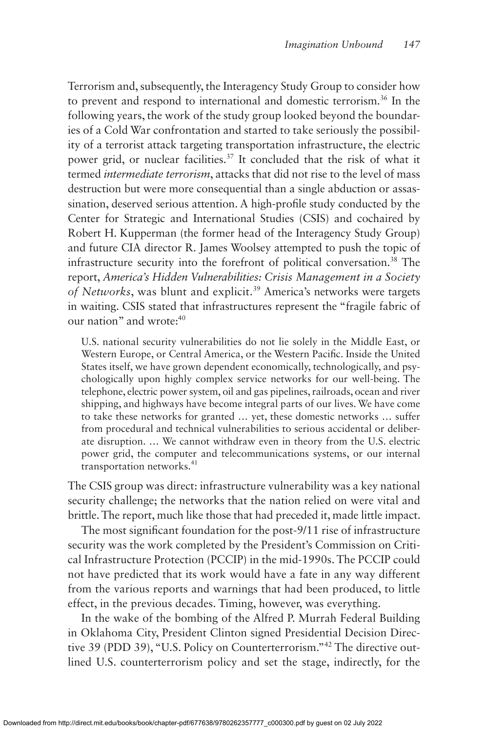Terrorism and, subsequently, the Interagency Study Group to consider how to prevent and respond to international and domestic terrorism.[36] In the following years, the work of the study group looked beyond the boundaries of a Cold War confrontation and started to take seriously the possibility of a terrorist attack targeting transportation infrastructure, the electric power grid, or nuclear facilities.[37] It concluded that the risk of what it termed *intermediate terrorism*, attacks that did not rise to the level of mass destruction but were more consequential than a single abduction or assassination, deserved serious attention. A high-profile study conducted by the Center for Strategic and International Studies (CSIS) and cochaired by Robert H. Kupperman (the former head of the Interagency Study Group) and future CIA director R. James Woolsey attempted to push the topic of infrastructure security into the forefront of political conversation.[38] The report, *America's Hidden Vulnerabilities: Crisis Management in a Society of Networks*, was blunt and explicit.[39] America's networks were targets in waiting. CSIS stated that infrastructures represent the "fragile fabric of our nation" and wrote:[40]

> U.S. national security vulnerabilities do not lie solely in the Middle East, or Western Europe, or Central America, or the Western Pacific. Inside the United States itself, we have grown dependent economically, technologically, and psychologically upon highly complex service networks for our well-being. The telephone, electric power system, oil and gas pipelines, railroads, ocean and river shipping, and highways have become integral parts of our lives. We have come to take these networks for granted … yet, these domestic networks … suffer from procedural and technical vulnerabilities to serious accidental or deliberate disruption. … We cannot withdraw even in theory from the U.S. electric power grid, the computer and telecommunications systems, or our internal transportation networks.[41]

The CSIS group was direct: infrastructure vulnerability was a key national security challenge; the networks that the nation relied on were vital and brittle. The report, much like those that had preceded it, made little impact.

The most significant foundation for the post-9/11 rise of infrastructure security was the work completed by the President's Commission on Critical Infrastructure Protection (PCCIP) in the mid-1990s. The PCCIP could not have predicted that its work would have a fate in any way different from the various reports and warnings that had been produced, to little effect, in the previous decades. Timing, however, was everything.

In the wake of the bombing of the Alfred P. Murrah Federal Building in Oklahoma City, President Clinton signed Presidential Decision Directive 39 (PDD 39), "U.S. Policy on Counterterrorism."[42] The directive outlined U.S. counterterrorism policy and set the stage, indirectly, for the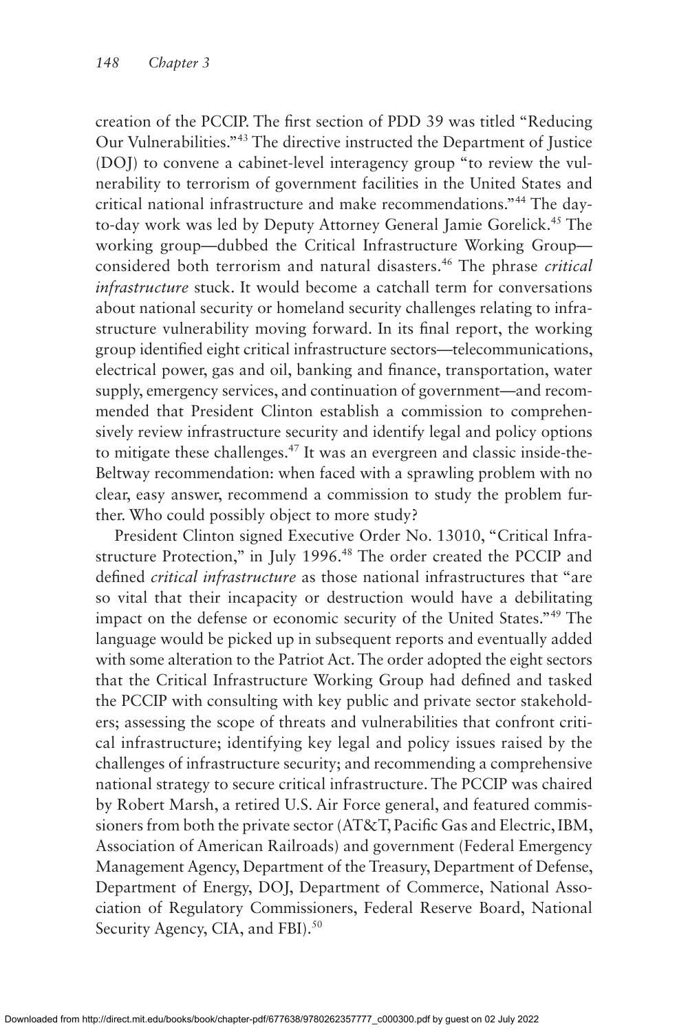creation of the PCCIP. The first section of PDD 39 was titled "Reducing Our Vulnerabilities."[43] The directive instructed the Department of Justice (DOJ) to convene a cabinet-level interagency group "to review the vulnerability to terrorism of government facilities in the United States and critical national infrastructure and make recommendations."[44] The day-to-day work was led by Deputy Attorney General Jamie Gorelick.[45] The working group—dubbed the Critical Infrastructure Working Group—considered both terrorism and natural disasters.[46] The phrase *critical infrastructure* stuck. It would become a catchall term for conversations about national security or homeland security challenges relating to infrastructure vulnerability moving forward. In its final report, the working group identified eight critical infrastructure sectors—telecommunications, electrical power, gas and oil, banking and finance, transportation, water supply, emergency services, and continuation of government—and recommended that President Clinton establish a commission to comprehensively review infrastructure security and identify legal and policy options to mitigate these challenges.[47] It was an evergreen and classic inside-the-Beltway recommendation: when faced with a sprawling problem with no clear, easy answer, recommend a commission to study the problem further. Who could possibly object to more study?

President Clinton signed Executive Order No. 13010, "Critical Infrastructure Protection," in July 1996.[48] The order created the PCCIP and defined *critical infrastructure* as those national infrastructures that "are so vital that their incapacity or destruction would have a debilitating impact on the defense or economic security of the United States."[49] The language would be picked up in subsequent reports and eventually added with some alteration to the Patriot Act. The order adopted the eight sectors that the Critical Infrastructure Working Group had defined and tasked the PCCIP with consulting with key public and private sector stakeholders; assessing the scope of threats and vulnerabilities that confront critical infrastructure; identifying key legal and policy issues raised by the challenges of infrastructure security; and recommending a comprehensive national strategy to secure critical infrastructure. The PCCIP was chaired by Robert Marsh, a retired U.S. Air Force general, and featured commissioners from both the private sector (AT&T, Pacific Gas and Electric, IBM, Association of American Railroads) and government (Federal Emergency Management Agency, Department of the Treasury, Department of Defense, Department of Energy, DOJ, Department of Commerce, National Association of Regulatory Commissioners, Federal Reserve Board, National Security Agency, CIA, and FBI).[50]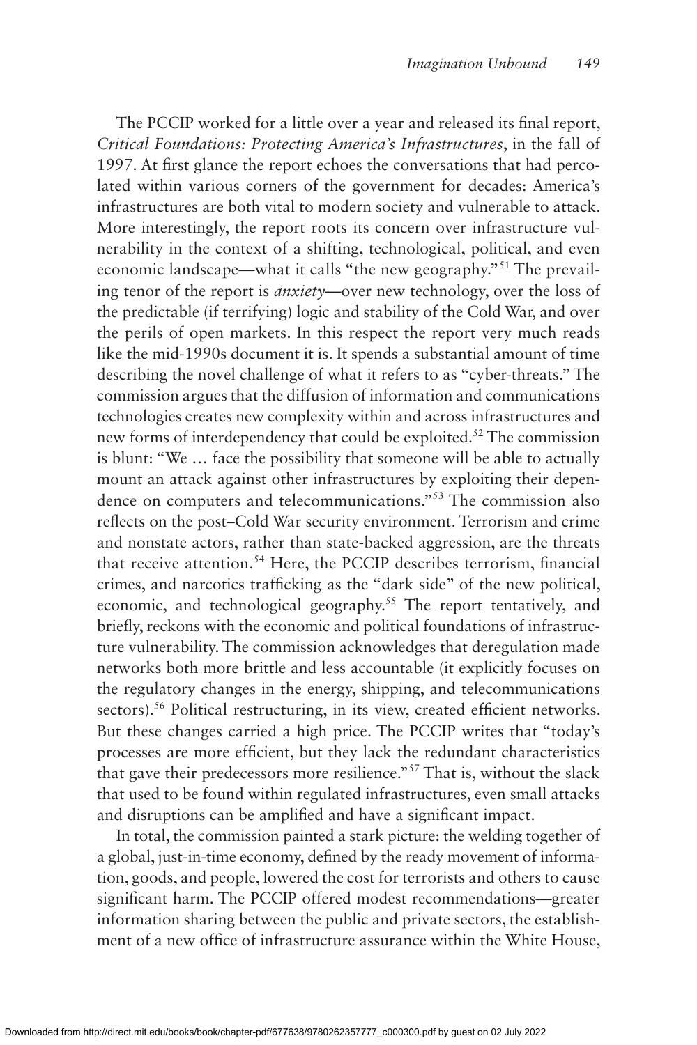The PCCIP worked for a little over a year and released its final report, *Critical Foundations: Protecting America's Infrastructures*, in the fall of 1997. At first glance the report echoes the conversations that had percolated within various corners of the government for decades: America's infrastructures are both vital to modern society and vulnerable to attack. More interestingly, the report roots its concern over infrastructure vulnerability in the context of a shifting, technological, political, and even economic landscape—what it calls "the new geography."[51] The prevailing tenor of the report is *anxiety*—over new technology, over the loss of the predictable (if terrifying) logic and stability of the Cold War, and over the perils of open markets. In this respect the report very much reads like the mid-1990s document it is. It spends a substantial amount of time describing the novel challenge of what it refers to as "cyber-threats." The commission argues that the diffusion of information and communications technologies creates new complexity within and across infrastructures and new forms of interdependency that could be exploited.[52] The commission is blunt: "We … face the possibility that someone will be able to actually mount an attack against other infrastructures by exploiting their dependence on computers and telecommunications."[53] The commission also reflects on the post–Cold War security environment. Terrorism and crime and nonstate actors, rather than state-backed aggression, are the threats that receive attention.[54] Here, the PCCIP describes terrorism, financial crimes, and narcotics trafficking as the "dark side" of the new political, economic, and technological geography.[55] The report tentatively, and briefly, reckons with the economic and political foundations of infrastructure vulnerability. The commission acknowledges that deregulation made networks both more brittle and less accountable (it explicitly focuses on the regulatory changes in the energy, shipping, and telecommunications sectors).[56] Political restructuring, in its view, created efficient networks. But these changes carried a high price. The PCCIP writes that "today's processes are more efficient, but they lack the redundant characteristics that gave their predecessors more resilience."[57] That is, without the slack that used to be found within regulated infrastructures, even small attacks and disruptions can be amplified and have a significant impact.

In total, the commission painted a stark picture: the welding together of a global, just-in-time economy, defined by the ready movement of information, goods, and people, lowered the cost for terrorists and others to cause significant harm. The PCCIP offered modest recommendations—greater information sharing between the public and private sectors, the establishment of a new office of infrastructure assurance within the White House,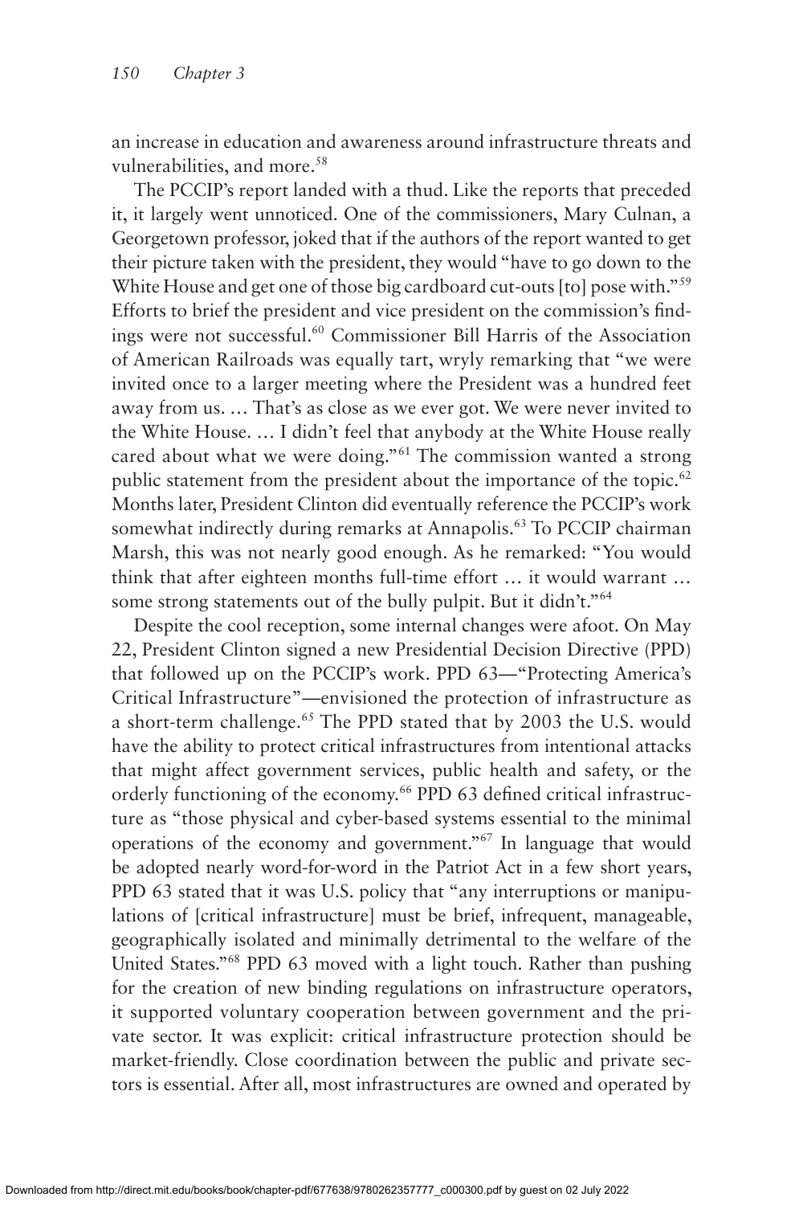an increase in education and awareness around infrastructure threats and vulnerabilities, and more.[58]

The PCCIP's report landed with a thud. Like the reports that preceded it, it largely went unnoticed. One of the commissioners, Mary Culnan, a Georgetown professor, joked that if the authors of the report wanted to get their picture taken with the president, they would "have to go down to the White House and get one of those big cardboard cut-outs [to] pose with."[59] Efforts to brief the president and vice president on the commission's findings were not successful.[60] Commissioner Bill Harris of the Association of American Railroads was equally tart, wryly remarking that "we were invited once to a larger meeting where the President was a hundred feet away from us. … That's as close as we ever got. We were never invited to the White House. … I didn't feel that anybody at the White House really cared about what we were doing."[61] The commission wanted a strong public statement from the president about the importance of the topic.[62] Months later, President Clinton did eventually reference the PCCIP's work somewhat indirectly during remarks at Annapolis.[63] To PCCIP chairman Marsh, this was not nearly good enough. As he remarked: "You would think that after eighteen months full-time effort … it would warrant … some strong statements out of the bully pulpit. But it didn't."[64]

Despite the cool reception, some internal changes were afoot. On May 22, President Clinton signed a new Presidential Decision Directive (PPD) that followed up on the PCCIP's work. PPD 63—"Protecting America's Critical Infrastructure"—envisioned the protection of infrastructure as a short-term challenge.[65] The PPD stated that by 2003 the U.S. would have the ability to protect critical infrastructures from intentional attacks that might affect government services, public health and safety, or the orderly functioning of the economy.[66] PPD 63 defined critical infrastructure as "those physical and cyber-based systems essential to the minimal operations of the economy and government."[67] In language that would be adopted nearly word-for-word in the Patriot Act in a few short years, PPD 63 stated that it was U.S. policy that "any interruptions or manipulations of [critical infrastructure] must be brief, infrequent, manageable, geographically isolated and minimally detrimental to the welfare of the United States."[68] PPD 63 moved with a light touch. Rather than pushing for the creation of new binding regulations on infrastructure operators, it supported voluntary cooperation between government and the private sector. It was explicit: critical infrastructure protection should be market-friendly. Close coordination between the public and private sectors is essential. After all, most infrastructures are owned and operated by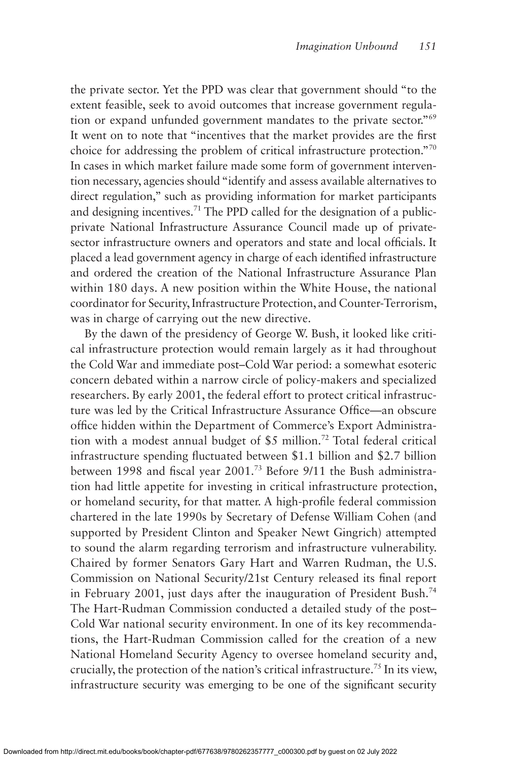the private sector. Yet the PPD was clear that government should "to the extent feasible, seek to avoid outcomes that increase government regulation or expand unfunded government mandates to the private sector."[69] It went on to note that "incentives that the market provides are the first choice for addressing the problem of critical infrastructure protection."[70] In cases in which market failure made some form of government intervention necessary, agencies should "identify and assess available alternatives to direct regulation," such as providing information for market participants and designing incentives.[71] The PPD called for the designation of a public-private National Infrastructure Assurance Council made up of private-sector infrastructure owners and operators and state and local officials. It placed a lead government agency in charge of each identified infrastructure and ordered the creation of the National Infrastructure Assurance Plan within 180 days. A new position within the White House, the national coordinator for Security, Infrastructure Protection, and Counter-Terrorism, was in charge of carrying out the new directive.

By the dawn of the presidency of George W. Bush, it looked like critical infrastructure protection would remain largely as it had throughout the Cold War and immediate post–Cold War period: a somewhat esoteric concern debated within a narrow circle of policy-makers and specialized researchers. By early 2001, the federal effort to protect critical infrastructure was led by the Critical Infrastructure Assurance Office—an obscure office hidden within the Department of Commerce's Export Administration with a modest annual budget of $5 million.[72] Total federal critical infrastructure spending fluctuated between $1.1 billion and $2.7 billion between 1998 and fiscal year 2001.[73] Before 9/11 the Bush administration had little appetite for investing in critical infrastructure protection, or homeland security, for that matter. A high-profile federal commission chartered in the late 1990s by Secretary of Defense William Cohen (and supported by President Clinton and Speaker Newt Gingrich) attempted to sound the alarm regarding terrorism and infrastructure vulnerability. Chaired by former Senators Gary Hart and Warren Rudman, the U.S. Commission on National Security/21st Century released its final report in February 2001, just days after the inauguration of President Bush.[74] The Hart-Rudman Commission conducted a detailed study of the post–Cold War national security environment. In one of its key recommendations, the Hart-Rudman Commission called for the creation of a new National Homeland Security Agency to oversee homeland security and, crucially, the protection of the nation's critical infrastructure.[75] In its view, infrastructure security was emerging to be one of the significant security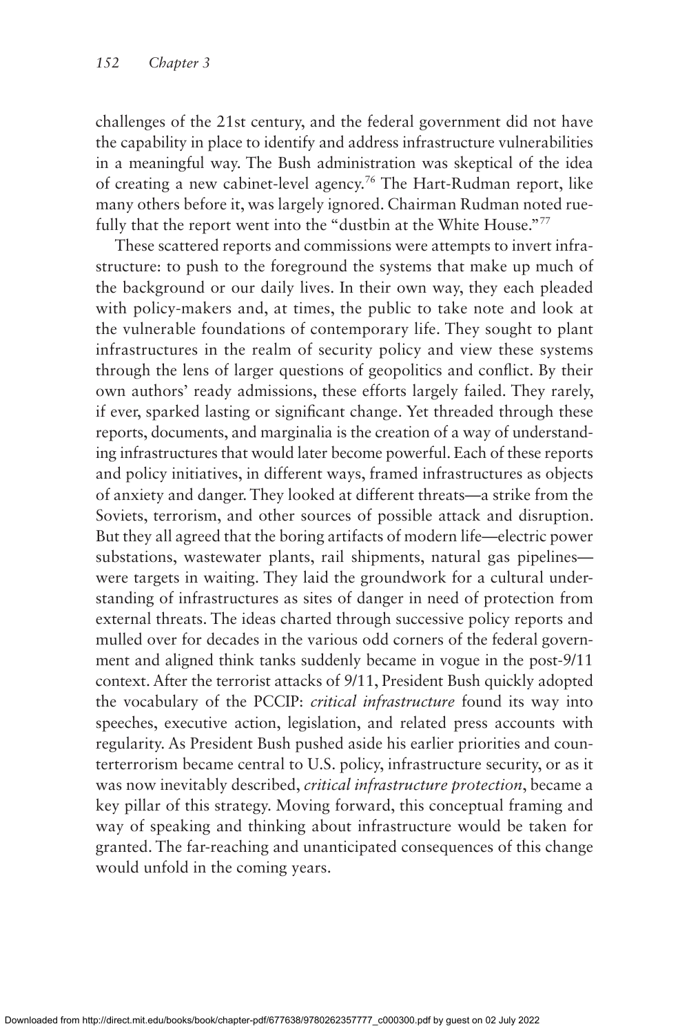challenges of the 21st century, and the federal government did not have the capability in place to identify and address infrastructure vulnerabilities in a meaningful way. The Bush administration was skeptical of the idea of creating a new cabinet-level agency.[76] The Hart-Rudman report, like many others before it, was largely ignored. Chairman Rudman noted ruefully that the report went into the "dustbin at the White House."[77]

These scattered reports and commissions were attempts to invert infrastructure: to push to the foreground the systems that make up much of the background or our daily lives. In their own way, they each pleaded with policy-makers and, at times, the public to take note and look at the vulnerable foundations of contemporary life. They sought to plant infrastructures in the realm of security policy and view these systems through the lens of larger questions of geopolitics and conflict. By their own authors' ready admissions, these efforts largely failed. They rarely, if ever, sparked lasting or significant change. Yet threaded through these reports, documents, and marginalia is the creation of a way of understanding infrastructures that would later become powerful. Each of these reports and policy initiatives, in different ways, framed infrastructures as objects of anxiety and danger. They looked at different threats—a strike from the Soviets, terrorism, and other sources of possible attack and disruption. But they all agreed that the boring artifacts of modern life—electric power substations, wastewater plants, rail shipments, natural gas pipelines—were targets in waiting. They laid the groundwork for a cultural understanding of infrastructures as sites of danger in need of protection from external threats. The ideas charted through successive policy reports and mulled over for decades in the various odd corners of the federal government and aligned think tanks suddenly became in vogue in the post-9/11 context. After the terrorist attacks of 9/11, President Bush quickly adopted the vocabulary of the PCCIP: *critical infrastructure* found its way into speeches, executive action, legislation, and related press accounts with regularity. As President Bush pushed aside his earlier priorities and counterterrorism became central to U.S. policy, infrastructure security, or as it was now inevitably described, *critical infrastructure protection*, became a key pillar of this strategy. Moving forward, this conceptual framing and way of speaking and thinking about infrastructure would be taken for granted. The far-reaching and unanticipated consequences of this change would unfold in the coming years.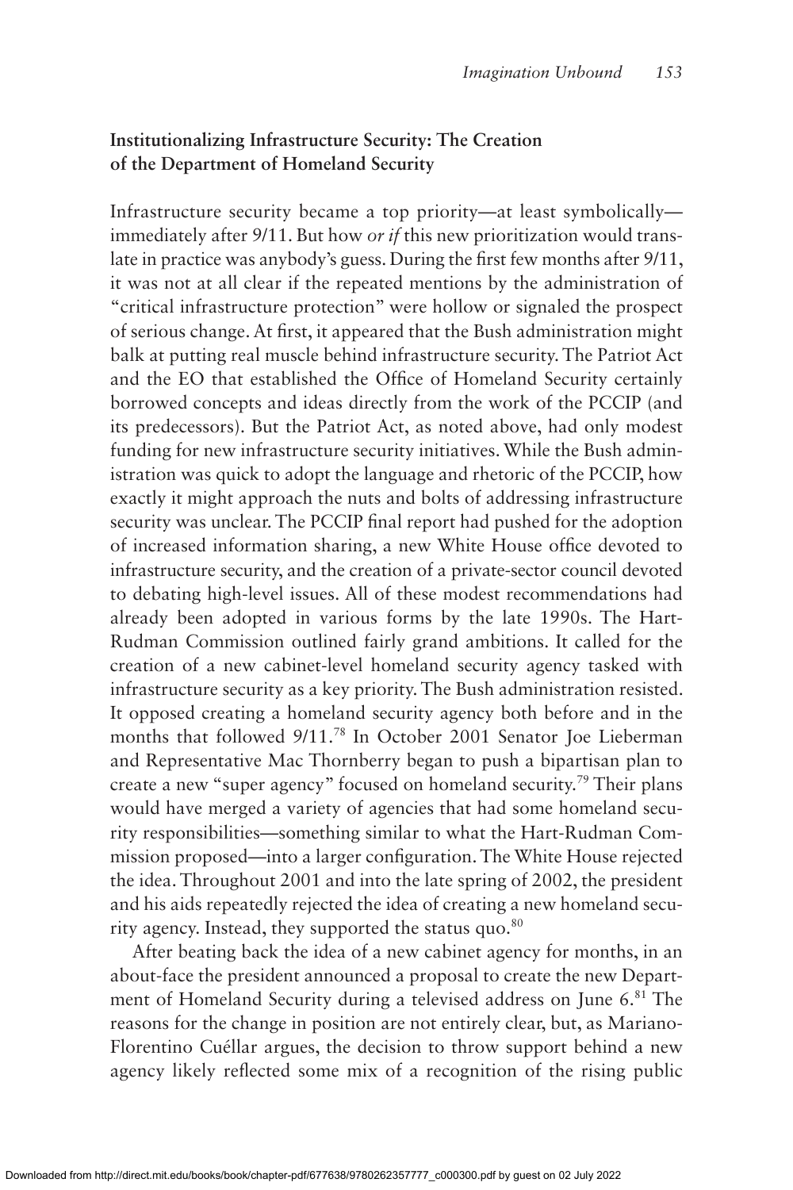### Institutionalizing Infrastructure Security: The Creation of the Department of Homeland Security

Infrastructure security became a top priority—at least symbolically—immediately after 9/11. But how *or if* this new prioritization would translate in practice was anybody's guess. During the first few months after 9/11, it was not at all clear if the repeated mentions by the administration of "critical infrastructure protection" were hollow or signaled the prospect of serious change. At first, it appeared that the Bush administration might balk at putting real muscle behind infrastructure security. The Patriot Act and the EO that established the Office of Homeland Security certainly borrowed concepts and ideas directly from the work of the PCCIP (and its predecessors). But the Patriot Act, as noted above, had only modest funding for new infrastructure security initiatives. While the Bush administration was quick to adopt the language and rhetoric of the PCCIP, how exactly it might approach the nuts and bolts of addressing infrastructure security was unclear. The PCCIP final report had pushed for the adoption of increased information sharing, a new White House office devoted to infrastructure security, and the creation of a private-sector council devoted to debating high-level issues. All of these modest recommendations had already been adopted in various forms by the late 1990s. The Hart-Rudman Commission outlined fairly grand ambitions. It called for the creation of a new cabinet-level homeland security agency tasked with infrastructure security as a key priority. The Bush administration resisted. It opposed creating a homeland security agency both before and in the months that followed 9/11.[78] In October 2001 Senator Joe Lieberman and Representative Mac Thornberry began to push a bipartisan plan to create a new "super agency" focused on homeland security.[79] Their plans would have merged a variety of agencies that had some homeland security responsibilities—something similar to what the Hart-Rudman Commission proposed—into a larger configuration. The White House rejected the idea. Throughout 2001 and into the late spring of 2002, the president and his aids repeatedly rejected the idea of creating a new homeland security agency. Instead, they supported the status quo.[80]

After beating back the idea of a new cabinet agency for months, in an about-face the president announced a proposal to create the new Department of Homeland Security during a televised address on June 6.[81] The reasons for the change in position are not entirely clear, but, as Mariano-Florentino Cuéllar argues, the decision to throw support behind a new agency likely reflected some mix of a recognition of the rising public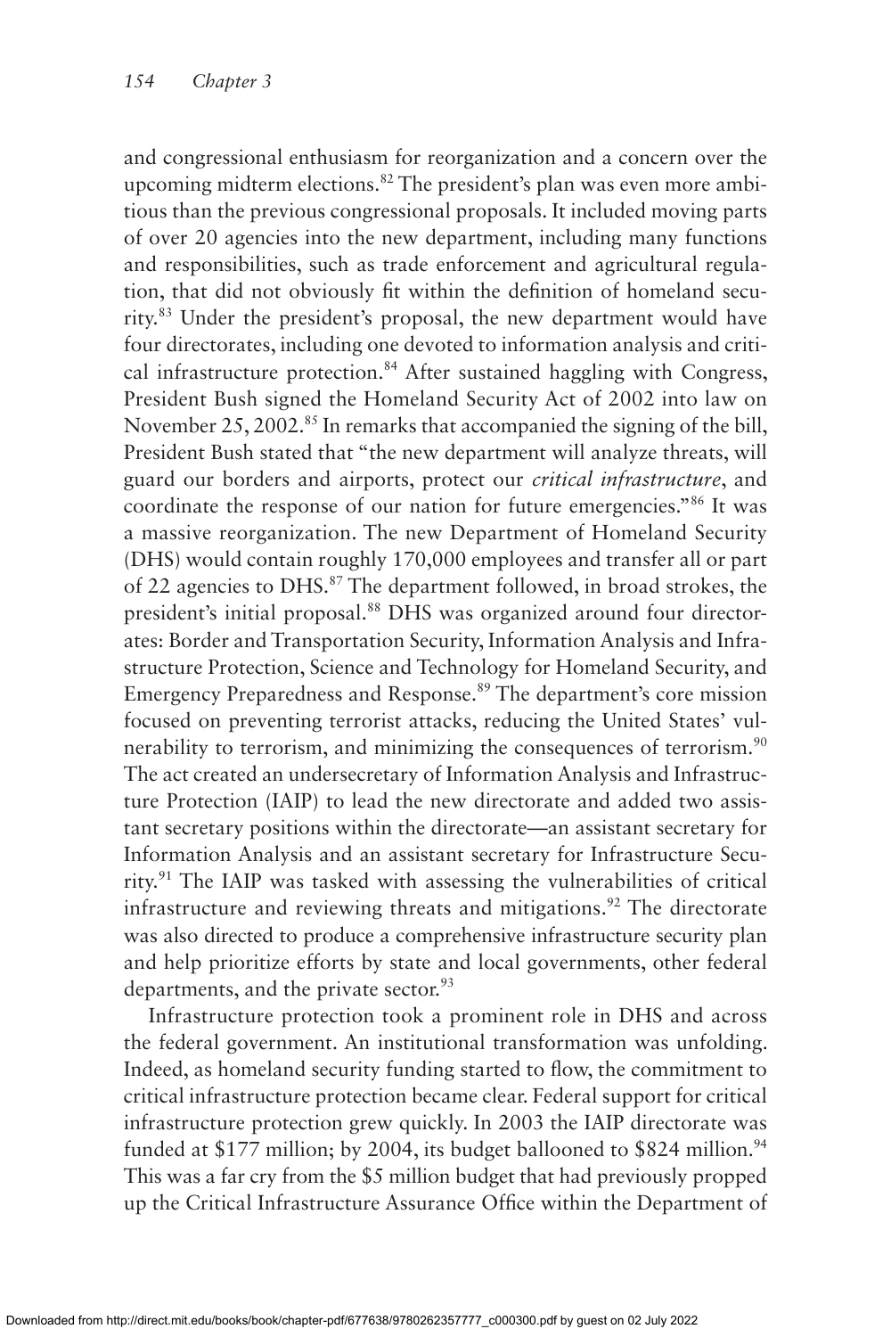and congressional enthusiasm for reorganization and a concern over the upcoming midterm elections.[82] The president's plan was even more ambitious than the previous congressional proposals. It included moving parts of over 20 agencies into the new department, including many functions and responsibilities, such as trade enforcement and agricultural regulation, that did not obviously fit within the definition of homeland security.[83] Under the president's proposal, the new department would have four directorates, including one devoted to information analysis and critical infrastructure protection.[84] After sustained haggling with Congress, President Bush signed the Homeland Security Act of 2002 into law on November 25, 2002.[85] In remarks that accompanied the signing of the bill, President Bush stated that "the new department will analyze threats, will guard our borders and airports, protect our *critical infrastructure*, and coordinate the response of our nation for future emergencies."[86] It was a massive reorganization. The new Department of Homeland Security (DHS) would contain roughly 170,000 employees and transfer all or part of 22 agencies to DHS.[87] The department followed, in broad strokes, the president's initial proposal.[88] DHS was organized around four directorates: Border and Transportation Security, Information Analysis and Infrastructure Protection, Science and Technology for Homeland Security, and Emergency Preparedness and Response.[89] The department's core mission focused on preventing terrorist attacks, reducing the United States' vulnerability to terrorism, and minimizing the consequences of terrorism.[90] The act created an undersecretary of Information Analysis and Infrastructure Protection (IAIP) to lead the new directorate and added two assistant secretary positions within the directorate—an assistant secretary for Information Analysis and an assistant secretary for Infrastructure Security.[91] The IAIP was tasked with assessing the vulnerabilities of critical infrastructure and reviewing threats and mitigations.[92] The directorate was also directed to produce a comprehensive infrastructure security plan and help prioritize efforts by state and local governments, other federal departments, and the private sector.[93]

Infrastructure protection took a prominent role in DHS and across the federal government. An institutional transformation was unfolding. Indeed, as homeland security funding started to flow, the commitment to critical infrastructure protection became clear. Federal support for critical infrastructure protection grew quickly. In 2003 the IAIP directorate was funded at $177 million; by 2004, its budget ballooned to $824 million.[94] This was a far cry from the $5 million budget that had previously propped up the Critical Infrastructure Assurance Office within the Department of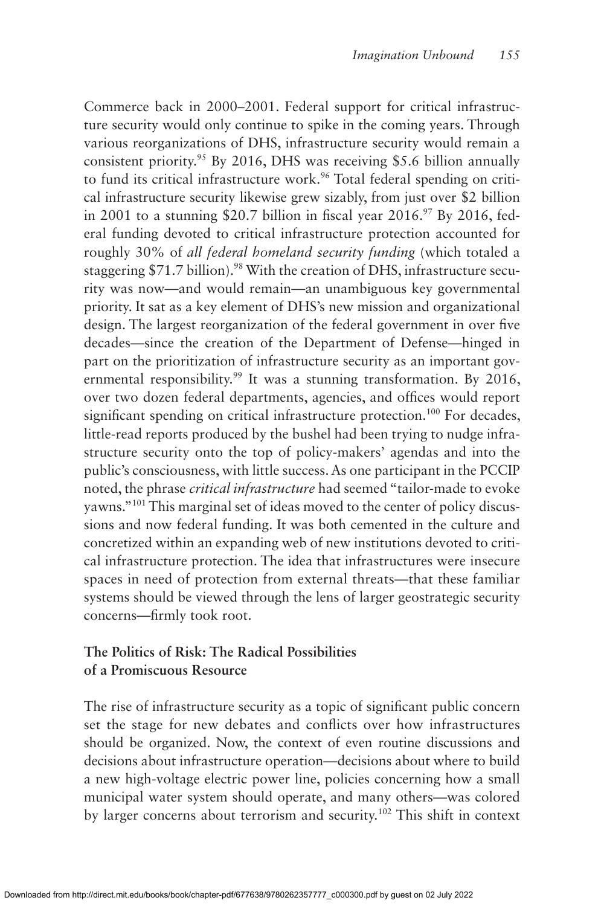Commerce back in 2000–2001. Federal support for critical infrastructure security would only continue to spike in the coming years. Through various reorganizations of DHS, infrastructure security would remain a consistent priority.[95] By 2016, DHS was receiving $5.6 billion annually to fund its critical infrastructure work.[96] Total federal spending on critical infrastructure security likewise grew sizably, from just over $2 billion in 2001 to a stunning $20.7 billion in fiscal year 2016.[97] By 2016, federal funding devoted to critical infrastructure protection accounted for roughly 30% of *all federal homeland security funding* (which totaled a staggering $71.7 billion).[98] With the creation of DHS, infrastructure security was now—and would remain—an unambiguous key governmental priority. It sat as a key element of DHS's new mission and organizational design. The largest reorganization of the federal government in over five decades—since the creation of the Department of Defense—hinged in part on the prioritization of infrastructure security as an important governmental responsibility.[99] It was a stunning transformation. By 2016, over two dozen federal departments, agencies, and offices would report significant spending on critical infrastructure protection.[100] For decades, little-read reports produced by the bushel had been trying to nudge infrastructure security onto the top of policy-makers' agendas and into the public's consciousness, with little success. As one participant in the PCCIP noted, the phrase *critical infrastructure* had seemed "tailor-made to evoke yawns."[101] This marginal set of ideas moved to the center of policy discussions and now federal funding. It was both cemented in the culture and concretized within an expanding web of new institutions devoted to critical infrastructure protection. The idea that infrastructures were insecure spaces in need of protection from external threats—that these familiar systems should be viewed through the lens of larger geostrategic security concerns—firmly took root.

### The Politics of Risk: The Radical Possibilities of a Promiscuous Resource

The rise of infrastructure security as a topic of significant public concern set the stage for new debates and conflicts over how infrastructures should be organized. Now, the context of even routine discussions and decisions about infrastructure operation—decisions about where to build a new high-voltage electric power line, policies concerning how a small municipal water system should operate, and many others—was colored by larger concerns about terrorism and security.[102] This shift in context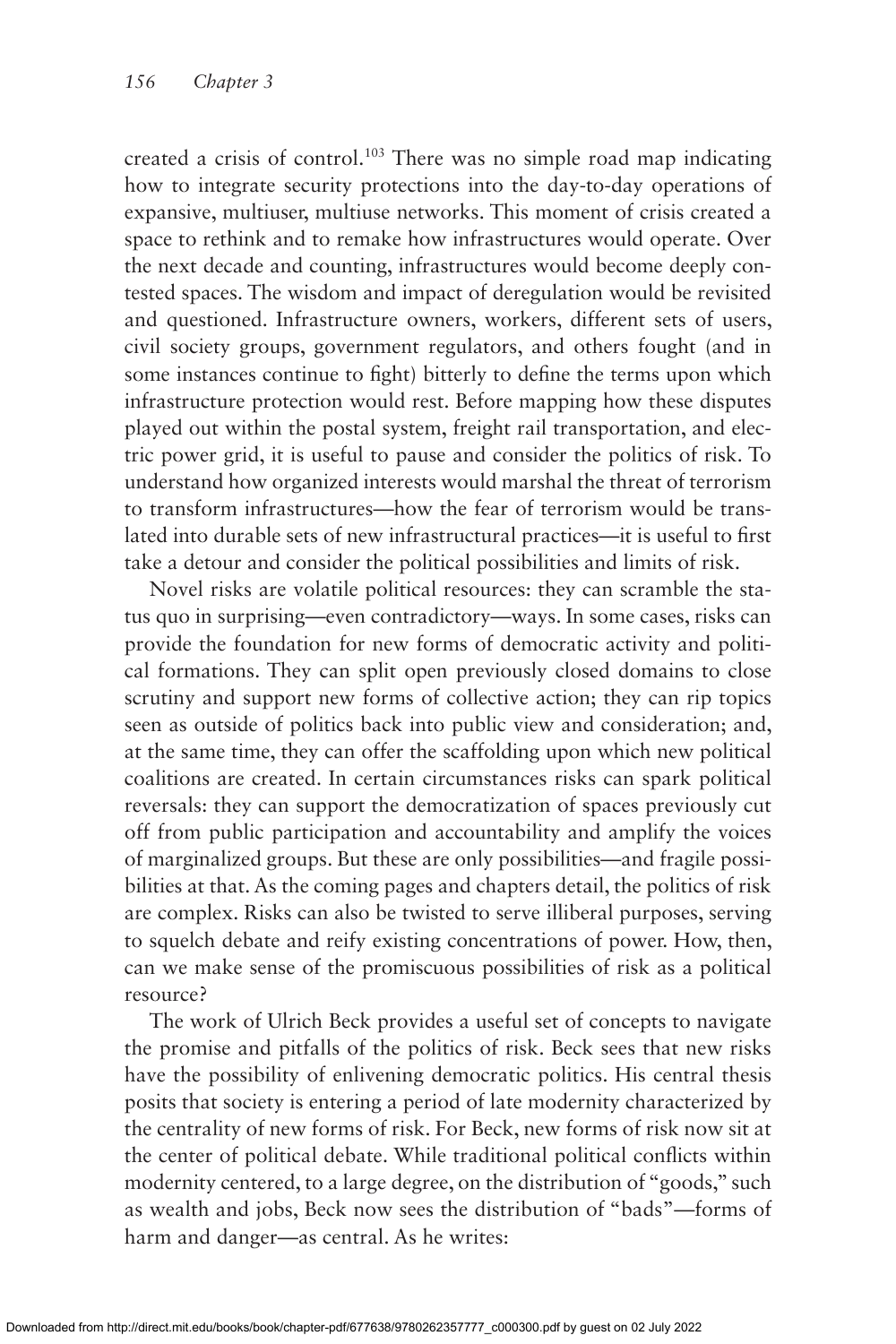created a crisis of control.[103] There was no simple road map indicating how to integrate security protections into the day-to-day operations of expansive, multiuser, multiuse networks. This moment of crisis created a space to rethink and to remake how infrastructures would operate. Over the next decade and counting, infrastructures would become deeply contested spaces. The wisdom and impact of deregulation would be revisited and questioned. Infrastructure owners, workers, different sets of users, civil society groups, government regulators, and others fought (and in some instances continue to fight) bitterly to define the terms upon which infrastructure protection would rest. Before mapping how these disputes played out within the postal system, freight rail transportation, and electric power grid, it is useful to pause and consider the politics of risk. To understand how organized interests would marshal the threat of terrorism to transform infrastructures—how the fear of terrorism would be translated into durable sets of new infrastructural practices—it is useful to first take a detour and consider the political possibilities and limits of risk.

Novel risks are volatile political resources: they can scramble the status quo in surprising—even contradictory—ways. In some cases, risks can provide the foundation for new forms of democratic activity and political formations. They can split open previously closed domains to close scrutiny and support new forms of collective action; they can rip topics seen as outside of politics back into public view and consideration; and, at the same time, they can offer the scaffolding upon which new political coalitions are created. In certain circumstances risks can spark political reversals: they can support the democratization of spaces previously cut off from public participation and accountability and amplify the voices of marginalized groups. But these are only possibilities—and fragile possibilities at that. As the coming pages and chapters detail, the politics of risk are complex. Risks can also be twisted to serve illiberal purposes, serving to squelch debate and reify existing concentrations of power. How, then, can we make sense of the promiscuous possibilities of risk as a political resource?

The work of Ulrich Beck provides a useful set of concepts to navigate the promise and pitfalls of the politics of risk. Beck sees that new risks have the possibility of enlivening democratic politics. His central thesis posits that society is entering a period of late modernity characterized by the centrality of new forms of risk. For Beck, new forms of risk now sit at the center of political debate. While traditional political conflicts within modernity centered, to a large degree, on the distribution of "goods," such as wealth and jobs, Beck now sees the distribution of "bads"—forms of harm and danger—as central. As he writes: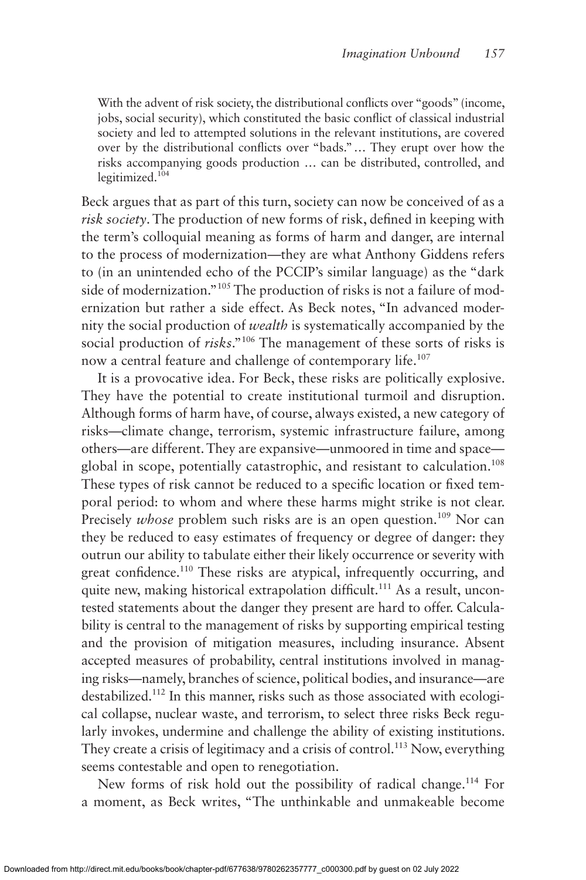> With the advent of risk society, the distributional conflicts over "goods" (income, jobs, social security), which constituted the basic conflict of classical industrial society and led to attempted solutions in the relevant institutions, are covered over by the distributional conflicts over "bads." … They erupt over how the risks accompanying goods production … can be distributed, controlled, and legitimized.[104]

Beck argues that as part of this turn, society can now be conceived of as a *risk society*. The production of new forms of risk, defined in keeping with the term's colloquial meaning as forms of harm and danger, are internal to the process of modernization—they are what Anthony Giddens refers to (in an unintended echo of the PCCIP's similar language) as the "dark side of modernization."[105] The production of risks is not a failure of modernization but rather a side effect. As Beck notes, "In advanced modernity the social production of *wealth* is systematically accompanied by the social production of *risks*."[106] The management of these sorts of risks is now a central feature and challenge of contemporary life.[107]

It is a provocative idea. For Beck, these risks are politically explosive. They have the potential to create institutional turmoil and disruption. Although forms of harm have, of course, always existed, a new category of risks—climate change, terrorism, systemic infrastructure failure, among others—are different. They are expansive—unmoored in time and space—global in scope, potentially catastrophic, and resistant to calculation.[108] These types of risk cannot be reduced to a specific location or fixed temporal period: to whom and where these harms might strike is not clear. Precisely *whose* problem such risks are is an open question.[109] Nor can they be reduced to easy estimates of frequency or degree of danger: they outrun our ability to tabulate either their likely occurrence or severity with great confidence.[110] These risks are atypical, infrequently occurring, and quite new, making historical extrapolation difficult.[111] As a result, uncontested statements about the danger they present are hard to offer. Calculability is central to the management of risks by supporting empirical testing and the provision of mitigation measures, including insurance. Absent accepted measures of probability, central institutions involved in managing risks—namely, branches of science, political bodies, and insurance—are destabilized.[112] In this manner, risks such as those associated with ecological collapse, nuclear waste, and terrorism, to select three risks Beck regularly invokes, undermine and challenge the ability of existing institutions. They create a crisis of legitimacy and a crisis of control.[113] Now, everything seems contestable and open to renegotiation.

New forms of risk hold out the possibility of radical change.[114] For a moment, as Beck writes, "The unthinkable and unmakeable become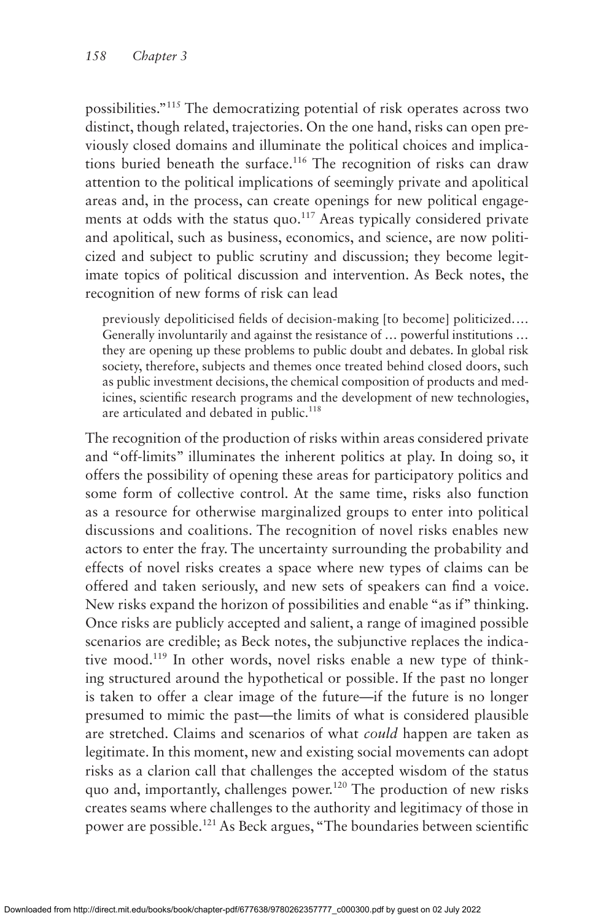possibilities."[115] The democratizing potential of risk operates across two distinct, though related, trajectories. On the one hand, risks can open previously closed domains and illuminate the political choices and implications buried beneath the surface.[116] The recognition of risks can draw attention to the political implications of seemingly private and apolitical areas and, in the process, can create openings for new political engagements at odds with the status quo.[117] Areas typically considered private and apolitical, such as business, economics, and science, are now politicized and subject to public scrutiny and discussion; they become legitimate topics of political discussion and intervention. As Beck notes, the recognition of new forms of risk can lead

> previously depoliticised fields of decision-making [to become] politicized.... Generally involuntarily and against the resistance of ... powerful institutions ... they are opening up these problems to public doubt and debates. In global risk society, therefore, subjects and themes once treated behind closed doors, such as public investment decisions, the chemical composition of products and medicines, scientific research programs and the development of new technologies, are articulated and debated in public.[118]

The recognition of the production of risks within areas considered private and "off-limits" illuminates the inherent politics at play. In doing so, it offers the possibility of opening these areas for participatory politics and some form of collective control. At the same time, risks also function as a resource for otherwise marginalized groups to enter into political discussions and coalitions. The recognition of novel risks enables new actors to enter the fray. The uncertainty surrounding the probability and effects of novel risks creates a space where new types of claims can be offered and taken seriously, and new sets of speakers can find a voice. New risks expand the horizon of possibilities and enable "as if" thinking. Once risks are publicly accepted and salient, a range of imagined possible scenarios are credible; as Beck notes, the subjunctive replaces the indicative mood.[119] In other words, novel risks enable a new type of thinking structured around the hypothetical or possible. If the past no longer is taken to offer a clear image of the future—if the future is no longer presumed to mimic the past—the limits of what is considered plausible are stretched. Claims and scenarios of what *could* happen are taken as legitimate. In this moment, new and existing social movements can adopt risks as a clarion call that challenges the accepted wisdom of the status quo and, importantly, challenges power.[120] The production of new risks creates seams where challenges to the authority and legitimacy of those in power are possible.[121] As Beck argues, "The boundaries between scientific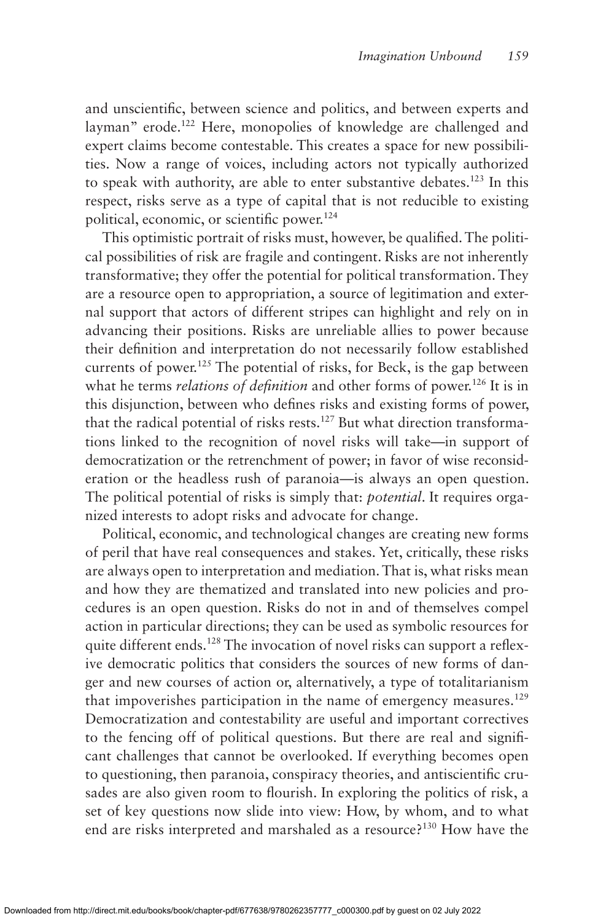and unscientific, between science and politics, and between experts and layman" erode.[122] Here, monopolies of knowledge are challenged and expert claims become contestable. This creates a space for new possibilities. Now a range of voices, including actors not typically authorized to speak with authority, are able to enter substantive debates.[123] In this respect, risks serve as a type of capital that is not reducible to existing political, economic, or scientific power.[124]

This optimistic portrait of risks must, however, be qualified. The political possibilities of risk are fragile and contingent. Risks are not inherently transformative; they offer the potential for political transformation. They are a resource open to appropriation, a source of legitimation and external support that actors of different stripes can highlight and rely on in advancing their positions. Risks are unreliable allies to power because their definition and interpretation do not necessarily follow established currents of power.[125] The potential of risks, for Beck, is the gap between what he terms *relations of definition* and other forms of power.[126] It is in this disjunction, between who defines risks and existing forms of power, that the radical potential of risks rests.[127] But what direction transformations linked to the recognition of novel risks will take—in support of democratization or the retrenchment of power; in favor of wise reconsideration or the headless rush of paranoia—is always an open question. The political potential of risks is simply that: *potential*. It requires organized interests to adopt risks and advocate for change.

Political, economic, and technological changes are creating new forms of peril that have real consequences and stakes. Yet, critically, these risks are always open to interpretation and mediation. That is, what risks mean and how they are thematized and translated into new policies and procedures is an open question. Risks do not in and of themselves compel action in particular directions; they can be used as symbolic resources for quite different ends.[128] The invocation of novel risks can support a reflexive democratic politics that considers the sources of new forms of danger and new courses of action or, alternatively, a type of totalitarianism that impoverishes participation in the name of emergency measures.[129] Democratization and contestability are useful and important correctives to the fencing off of political questions. But there are real and significant challenges that cannot be overlooked. If everything becomes open to questioning, then paranoia, conspiracy theories, and antiscientific crusades are also given room to flourish. In exploring the politics of risk, a set of key questions now slide into view: How, by whom, and to what end are risks interpreted and marshaled as a resource?[130] How have the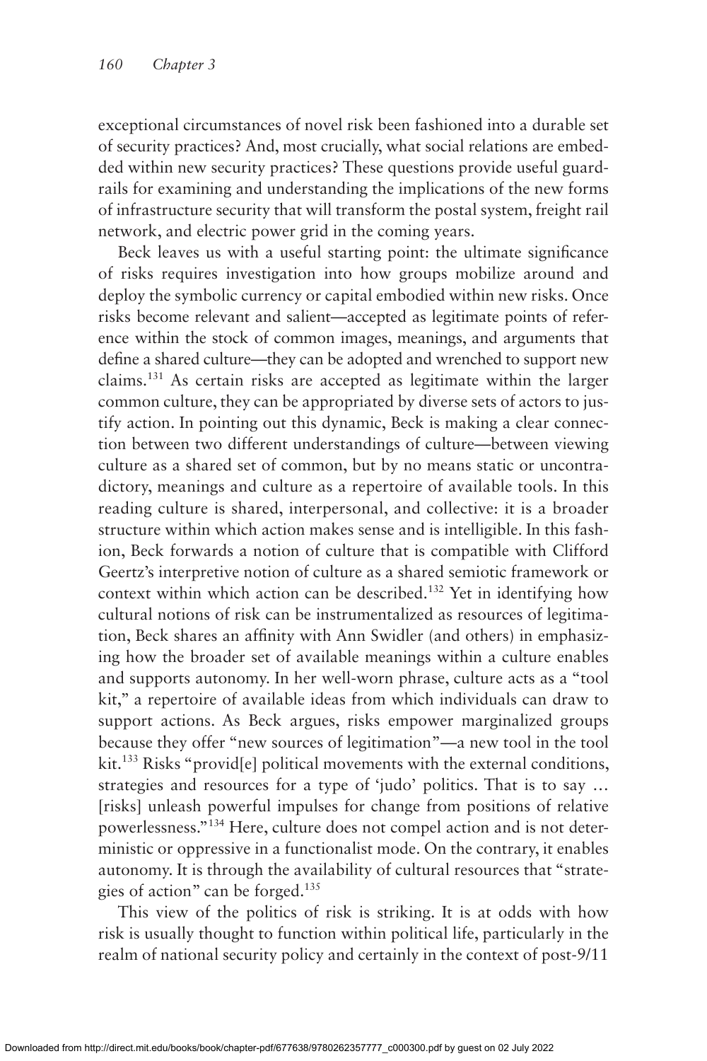exceptional circumstances of novel risk been fashioned into a durable set of security practices? And, most crucially, what social relations are embedded within new security practices? These questions provide useful guardrails for examining and understanding the implications of the new forms of infrastructure security that will transform the postal system, freight rail network, and electric power grid in the coming years.

Beck leaves us with a useful starting point: the ultimate significance of risks requires investigation into how groups mobilize around and deploy the symbolic currency or capital embodied within new risks. Once risks become relevant and salient—accepted as legitimate points of reference within the stock of common images, meanings, and arguments that define a shared culture—they can be adopted and wrenched to support new claims.[131] As certain risks are accepted as legitimate within the larger common culture, they can be appropriated by diverse sets of actors to justify action. In pointing out this dynamic, Beck is making a clear connection between two different understandings of culture—between viewing culture as a shared set of common, but by no means static or uncontradictory, meanings and culture as a repertoire of available tools. In this reading culture is shared, interpersonal, and collective: it is a broader structure within which action makes sense and is intelligible. In this fashion, Beck forwards a notion of culture that is compatible with Clifford Geertz's interpretive notion of culture as a shared semiotic framework or context within which action can be described.[132] Yet in identifying how cultural notions of risk can be instrumentalized as resources of legitimation, Beck shares an affinity with Ann Swidler (and others) in emphasizing how the broader set of available meanings within a culture enables and supports autonomy. In her well-worn phrase, culture acts as a "tool kit," a repertoire of available ideas from which individuals can draw to support actions. As Beck argues, risks empower marginalized groups because they offer "new sources of legitimation"—a new tool in the tool kit.[133] Risks "provid[e] political movements with the external conditions, strategies and resources for a type of 'judo' politics. That is to say … [risks] unleash powerful impulses for change from positions of relative powerlessness."[134] Here, culture does not compel action and is not deterministic or oppressive in a functionalist mode. On the contrary, it enables autonomy. It is through the availability of cultural resources that "strategies of action" can be forged.[135]

This view of the politics of risk is striking. It is at odds with how risk is usually thought to function within political life, particularly in the realm of national security policy and certainly in the context of post-9/11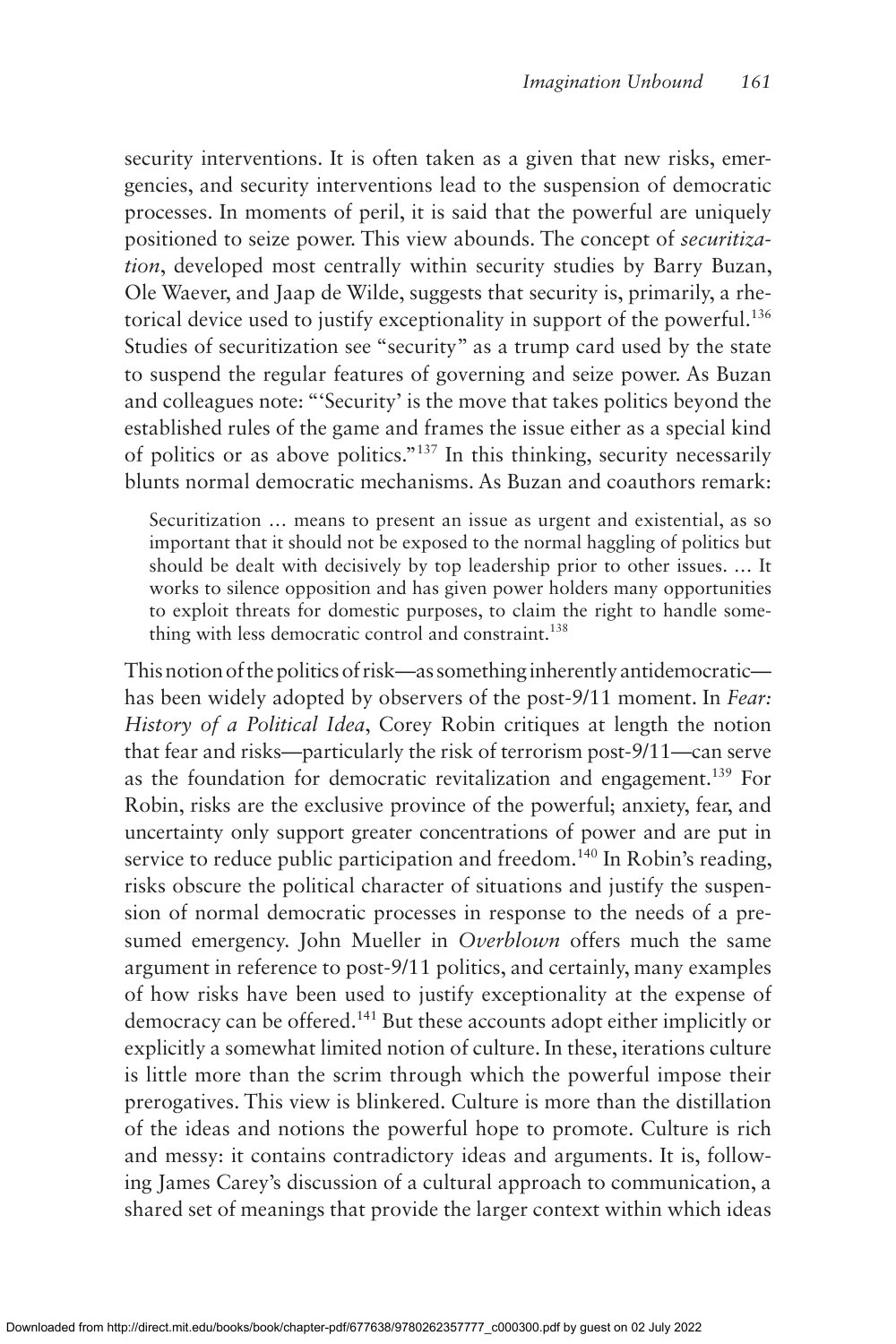security interventions. It is often taken as a given that new risks, emergencies, and security interventions lead to the suspension of democratic processes. In moments of peril, it is said that the powerful are uniquely positioned to seize power. This view abounds. The concept of *securitization*, developed most centrally within security studies by Barry Buzan, Ole Waever, and Jaap de Wilde, suggests that security is, primarily, a rhetorical device used to justify exceptionality in support of the powerful.[136] Studies of securitization see "security" as a trump card used by the state to suspend the regular features of governing and seize power. As Buzan and colleagues note: "'Security' is the move that takes politics beyond the established rules of the game and frames the issue either as a special kind of politics or as above politics."[137] In this thinking, security necessarily blunts normal democratic mechanisms. As Buzan and coauthors remark:

> Securitization … means to present an issue as urgent and existential, as so important that it should not be exposed to the normal haggling of politics but should be dealt with decisively by top leadership prior to other issues. … It works to silence opposition and has given power holders many opportunities to exploit threats for domestic purposes, to claim the right to handle something with less democratic control and constraint.[138]

This notion of the politics of risk—as something inherently antidemocratic—has been widely adopted by observers of the post-9/11 moment. In *Fear: History of a Political Idea*, Corey Robin critiques at length the notion that fear and risks—particularly the risk of terrorism post-9/11—can serve as the foundation for democratic revitalization and engagement.[139] For Robin, risks are the exclusive province of the powerful; anxiety, fear, and uncertainty only support greater concentrations of power and are put in service to reduce public participation and freedom.[140] In Robin's reading, risks obscure the political character of situations and justify the suspension of normal democratic processes in response to the needs of a presumed emergency. John Mueller in *Overblown* offers much the same argument in reference to post-9/11 politics, and certainly, many examples of how risks have been used to justify exceptionality at the expense of democracy can be offered.[141] But these accounts adopt either implicitly or explicitly a somewhat limited notion of culture. In these, iterations culture is little more than the scrim through which the powerful impose their prerogatives. This view is blinkered. Culture is more than the distillation of the ideas and notions the powerful hope to promote. Culture is rich and messy: it contains contradictory ideas and arguments. It is, following James Carey's discussion of a cultural approach to communication, a shared set of meanings that provide the larger context within which ideas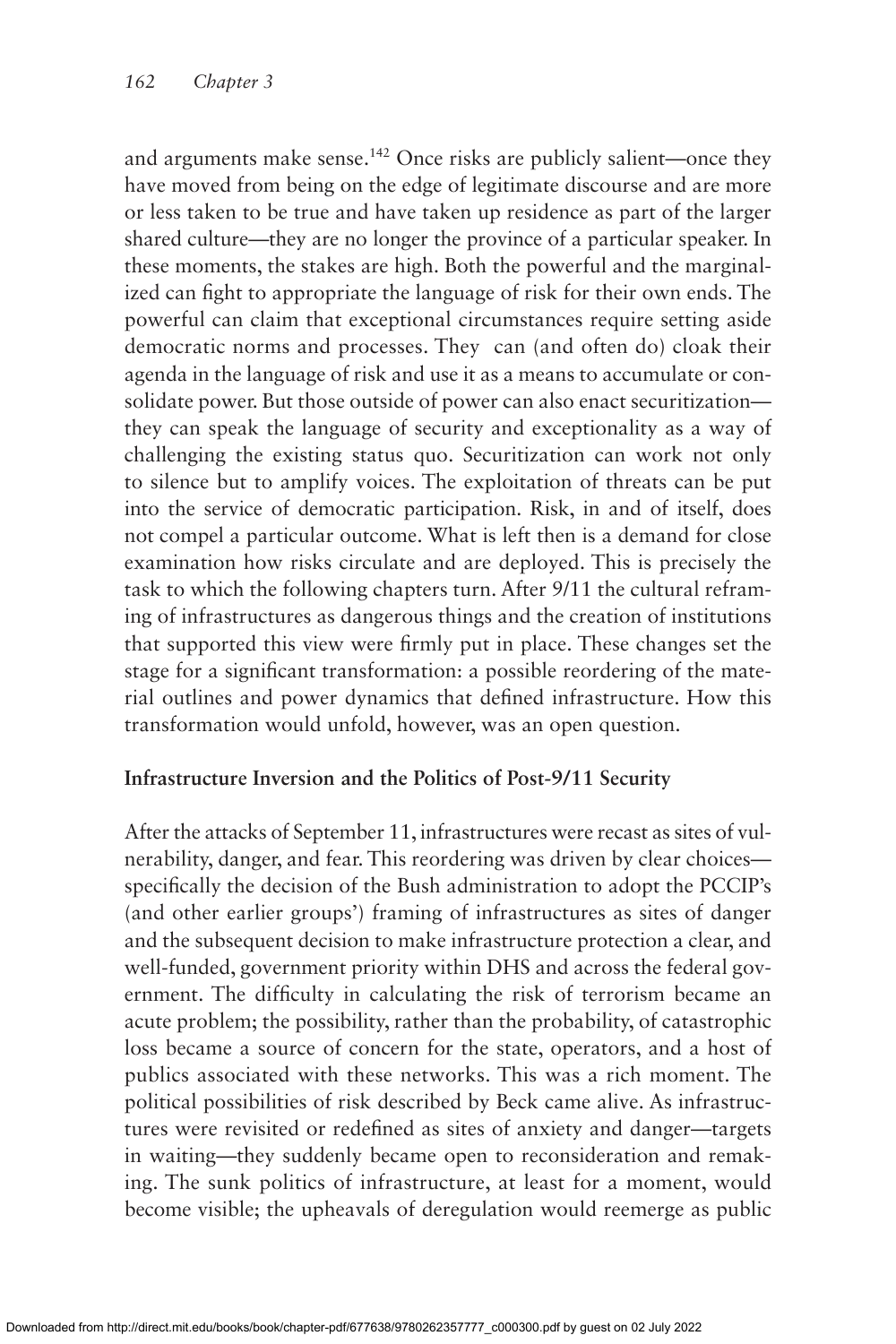and arguments make sense.[142] Once risks are publicly salient—once they have moved from being on the edge of legitimate discourse and are more or less taken to be true and have taken up residence as part of the larger shared culture—they are no longer the province of a particular speaker. In these moments, the stakes are high. Both the powerful and the marginalized can fight to appropriate the language of risk for their own ends. The powerful can claim that exceptional circumstances require setting aside democratic norms and processes. They can (and often do) cloak their agenda in the language of risk and use it as a means to accumulate or consolidate power. But those outside of power can also enact securitization—they can speak the language of security and exceptionality as a way of challenging the existing status quo. Securitization can work not only to silence but to amplify voices. The exploitation of threats can be put into the service of democratic participation. Risk, in and of itself, does not compel a particular outcome. What is left then is a demand for close examination how risks circulate and are deployed. This is precisely the task to which the following chapters turn. After 9/11 the cultural reframing of infrastructures as dangerous things and the creation of institutions that supported this view were firmly put in place. These changes set the stage for a significant transformation: a possible reordering of the material outlines and power dynamics that defined infrastructure. How this transformation would unfold, however, was an open question.

### Infrastructure Inversion and the Politics of Post-9/11 Security

After the attacks of September 11, infrastructures were recast as sites of vulnerability, danger, and fear. This reordering was driven by clear choices—specifically the decision of the Bush administration to adopt the PCCIP's (and other earlier groups') framing of infrastructures as sites of danger and the subsequent decision to make infrastructure protection a clear, and well-funded, government priority within DHS and across the federal government. The difficulty in calculating the risk of terrorism became an acute problem; the possibility, rather than the probability, of catastrophic loss became a source of concern for the state, operators, and a host of publics associated with these networks. This was a rich moment. The political possibilities of risk described by Beck came alive. As infrastructures were revisited or redefined as sites of anxiety and danger—targets in waiting—they suddenly became open to reconsideration and remaking. The sunk politics of infrastructure, at least for a moment, would become visible; the upheavals of deregulation would reemerge as public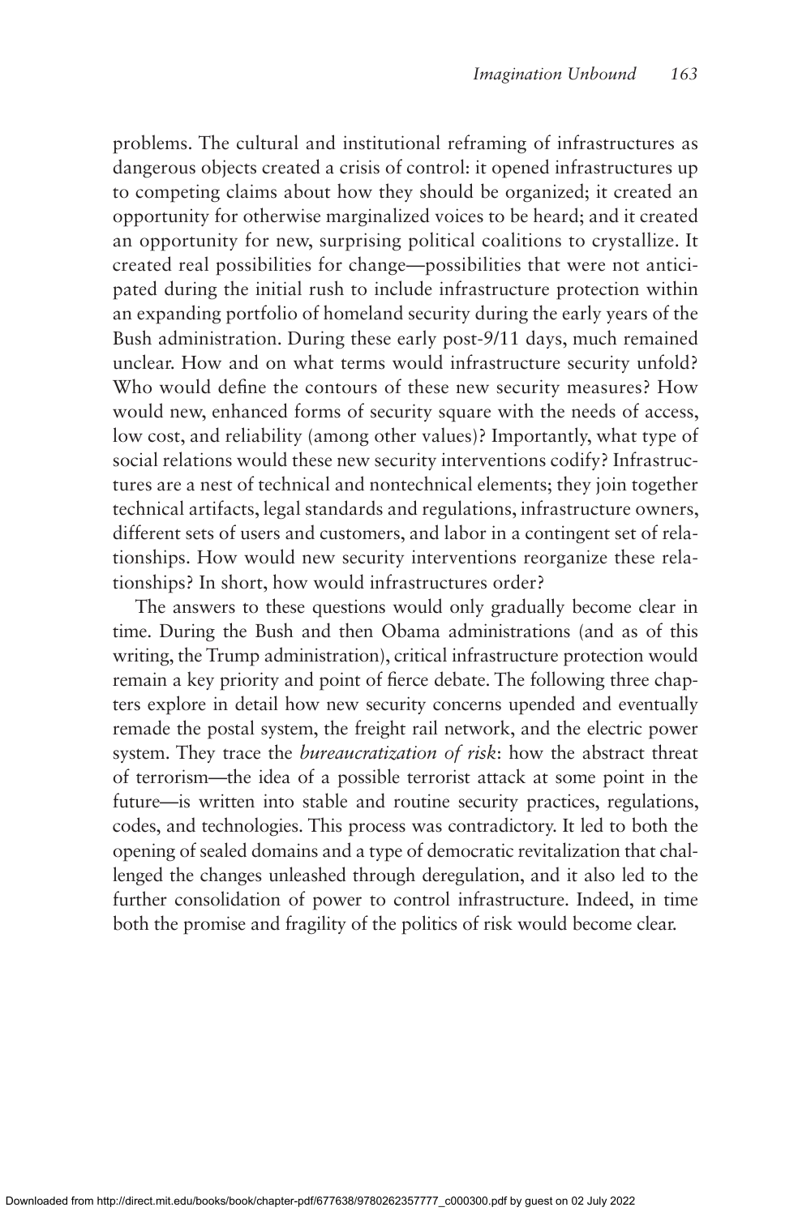problems. The cultural and institutional reframing of infrastructures as dangerous objects created a crisis of control: it opened infrastructures up to competing claims about how they should be organized; it created an opportunity for otherwise marginalized voices to be heard; and it created an opportunity for new, surprising political coalitions to crystallize. It created real possibilities for change—possibilities that were not anticipated during the initial rush to include infrastructure protection within an expanding portfolio of homeland security during the early years of the Bush administration. During these early post-9/11 days, much remained unclear. How and on what terms would infrastructure security unfold? Who would define the contours of these new security measures? How would new, enhanced forms of security square with the needs of access, low cost, and reliability (among other values)? Importantly, what type of social relations would these new security interventions codify? Infrastructures are a nest of technical and nontechnical elements; they join together technical artifacts, legal standards and regulations, infrastructure owners, different sets of users and customers, and labor in a contingent set of relationships. How would new security interventions reorganize these relationships? In short, how would infrastructures order?

The answers to these questions would only gradually become clear in time. During the Bush and then Obama administrations (and as of this writing, the Trump administration), critical infrastructure protection would remain a key priority and point of fierce debate. The following three chapters explore in detail how new security concerns upended and eventually remade the postal system, the freight rail network, and the electric power system. They trace the *bureaucratization of risk*: how the abstract threat of terrorism—the idea of a possible terrorist attack at some point in the future—is written into stable and routine security practices, regulations, codes, and technologies. This process was contradictory. It led to both the opening of sealed domains and a type of democratic revitalization that challenged the changes unleashed through deregulation, and it also led to the further consolidation of power to control infrastructure. Indeed, in time both the promise and fragility of the politics of risk would become clear.